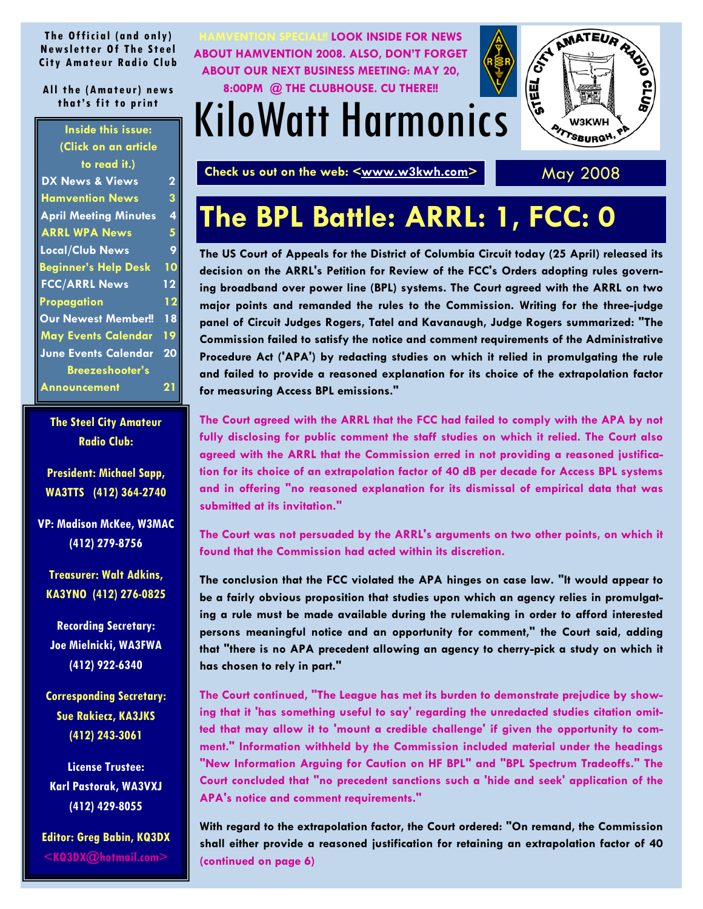The Official (and only) Newsletter Of The Steel City Amateur Radio Club

All the (Amateur) news that's fit to print

HAMVENTION SPECIAL!! LOOK INSIDE FOR NEWS ABOUT HAMVENTION 2008. ALSO, DON'T FORGET ABOUT OUR NEXT BUSINESS MEETING: MAY 20, 8:00PM @ THE CLUBHOUSE. CU THERE!!

# KiloWatt Harmonics

Check us out on the web: <www.w3kwh.com>

May 2008

**Inside this issue: (Click on an article to read it.)**

| | |
|---|---|
| DX News & Views | 2 |
| Hamvention News | 3 |
| April Meeting Minutes | 4 |
| ARRL WPA News | 5 |
| Local/Club News | 9 |
| Beginner's Help Desk | 10 |
| FCC/ARRL News | 12 |
| Propagation | 12 |
| Our Newest Member!! | 18 |
| May Events Calendar | 19 |
| June Events Calendar | 20 |
| Breezeshooter's Announcement | 21 |

**The Steel City Amateur Radio Club:**

President: Michael Sapp, WA3TTS (412) 364-2740

VP: Madison McKee, W3MAC (412) 279-8756

Treasurer: Walt Adkins, KA3YNO (412) 276-0825

Recording Secretary: Joe Mielnicki, WA3FWA (412) 922-6340

Corresponding Secretary: Sue Rakiecz, KA3JKS (412) 243-3061

License Trustee: Karl Pastorak, WA3VXJ (412) 429-8055

Editor: Greg Babin, KQ3DX <KQ3DX@hotmail.com>

## The BPL Battle: ARRL: 1, FCC: 0

The US Court of Appeals for the District of Columbia Circuit today (25 April) released its decision on the ARRL's Petition for Review of the FCC's Orders adopting rules governing broadband over power line (BPL) systems. The Court agreed with the ARRL on two major points and remanded the rules to the Commission. Writing for the three-judge panel of Circuit Judges Rogers, Tatel and Kavanaugh, Judge Rogers summarized: "The Commission failed to satisfy the notice and comment requirements of the Administrative Procedure Act ('APA') by redacting studies on which it relied in promulgating the rule and failed to provide a reasoned explanation for its choice of the extrapolation factor for measuring Access BPL emissions."

The Court agreed with the ARRL that the FCC had failed to comply with the APA by not fully disclosing for public comment the staff studies on which it relied. The Court also agreed with the ARRL that the Commission erred in not providing a reasoned justification for its choice of an extrapolation factor of 40 dB per decade for Access BPL systems and in offering "no reasoned explanation for its dismissal of empirical data that was submitted at its invitation."

The Court was not persuaded by the ARRL's arguments on two other points, on which it found that the Commission had acted within its discretion.

The conclusion that the FCC violated the APA hinges on case law. "It would appear to be a fairly obvious proposition that studies upon which an agency relies in promulgating a rule must be made available during the rulemaking in order to afford interested persons meaningful notice and an opportunity for comment," the Court said, adding that "there is no APA precedent allowing an agency to cherry-pick a study on which it has chosen to rely in part."

The Court continued, "The League has met its burden to demonstrate prejudice by showing that it 'has something useful to say' regarding the unredacted studies citation omitted that may allow it to 'mount a credible challenge' if given the opportunity to comment." Information withheld by the Commission included material under the headings "New Information Arguing for Caution on HF BPL" and "BPL Spectrum Tradeoffs." The Court concluded that "no precedent sanctions such a 'hide and seek' application of the APA's notice and comment requirements."

With regard to the extrapolation factor, the Court ordered: "On remand, the Commission shall either provide a reasoned justification for retaining an extrapolation factor of 40 (continued on page 6)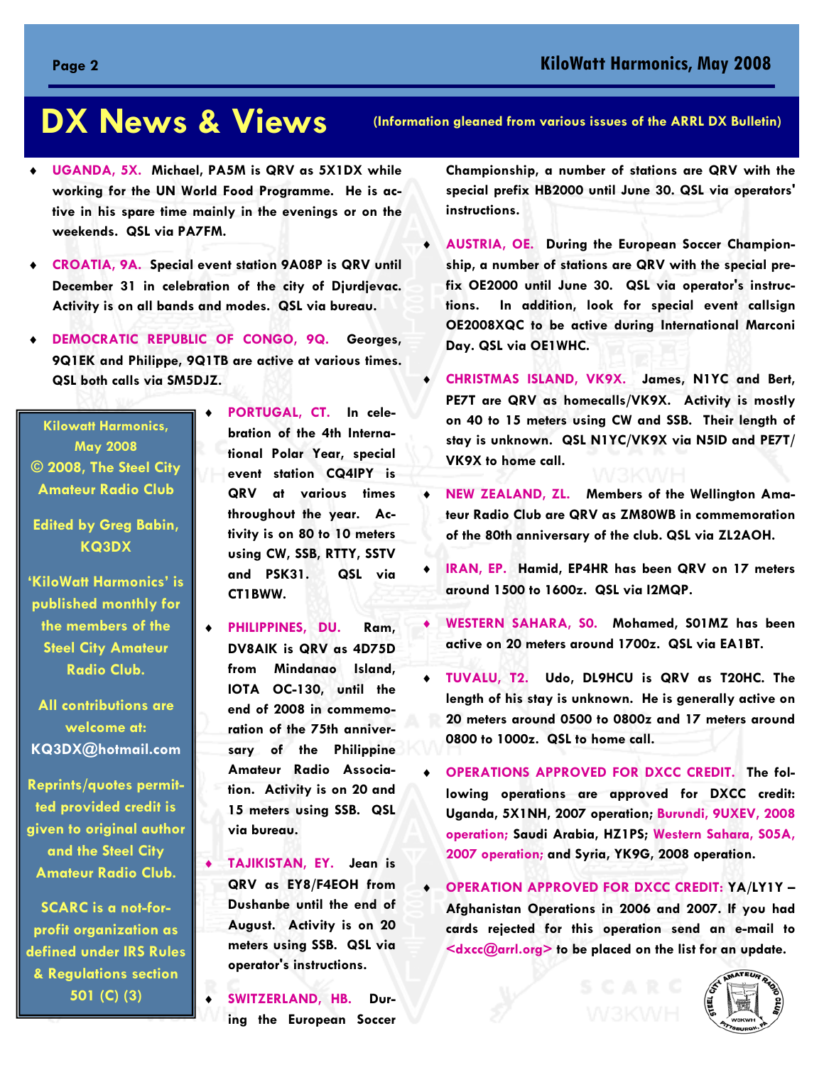# DX News & Views

(Information gleaned from various issues of the ARRL DX Bulletin)

- **UGANDA, 5X.** Michael, PA5M is QRV as 5X1DX while working for the UN World Food Programme. He is active in his spare time mainly in the evenings or on the weekends. QSL via PA7FM.
- **CROATIA, 9A.** Special event station 9A08P is QRV until December 31 in celebration of the city of Djurdjevac. Activity is on all bands and modes. QSL via bureau.
- **DEMOCRATIC REPUBLIC OF CONGO, 9Q.** Georges, 9Q1EK and Philippe, 9Q1TB are active at various times. QSL both calls via SM5DJZ.

> Kilowatt Harmonics, May 2008
> © 2008, The Steel City Amateur Radio Club
>
> Edited by Greg Babin, KQ3DX
>
> 'KiloWatt Harmonics' is published monthly for the members of the Steel City Amateur Radio Club.
>
> All contributions are welcome at: KQ3DX@hotmail.com
>
> Reprints/quotes permitted provided credit is given to original author and the Steel City Amateur Radio Club.
>
> SCARC is a not-for-profit organization as defined under IRS Rules & Regulations section 501 (C) (3)

- **PORTUGAL, CT.** In celebration of the 4th International Polar Year, special event station CQ4IPY is QRV at various times throughout the year. Activity is on 80 to 10 meters using CW, SSB, RTTY, SSTV and PSK31. QSL via CT1BWW.
- **PHILIPPINES, DU.** Ram, DV8AIK is QRV as 4D75D from Mindanao Island, IOTA OC-130, until the end of 2008 in commemoration of the 75th anniversary of the Philippine Amateur Radio Association. Activity is on 20 and 15 meters using SSB. QSL via bureau.
- **TAJIKISTAN, EY.** Jean is QRV as EY8/F4EOH from Dushanbe until the end of August. Activity is on 20 meters using SSB. QSL via operator's instructions.
- **SWITZERLAND, HB.** During the European Soccer Championship, a number of stations are QRV with the special prefix HB2000 until June 30. QSL via operators' instructions.
- **AUSTRIA, OE.** During the European Soccer Championship, a number of stations are QRV with the special prefix OE2000 until June 30. QSL via operator's instructions. In addition, look for special event callsign OE2008XQC to be active during International Marconi Day. QSL via OE1WHC.
- **CHRISTMAS ISLAND, VK9X.** James, N1YC and Bert, PE7T are QRV as homecalls/VK9X. Activity is mostly on 40 to 15 meters using CW and SSB. Their length of stay is unknown. QSL N1YC/VK9X via N5ID and PE7T/VK9X to home call.
- **NEW ZEALAND, ZL.** Members of the Wellington Amateur Radio Club are QRV as ZM80WB in commemoration of the 80th anniversary of the club. QSL via ZL2AOH.
- **IRAN, EP.** Hamid, EP4HR has been QRV on 17 meters around 1500 to 1600z. QSL via I2MQP.
- **WESTERN SAHARA, S0.** Mohamed, S01MZ has been active on 20 meters around 1700z. QSL via EA1BT.
- **TUVALU, T2.** Udo, DL9HCU is QRV as T20HC. The length of his stay is unknown. He is generally active on 20 meters around 0500 to 0800z and 17 meters around 0800 to 1000z. QSL to home call.
- **OPERATIONS APPROVED FOR DXCC CREDIT.** The following operations are approved for DXCC credit: Uganda, 5X1NH, 2007 operation; Burundi, 9UXEV, 2008 operation; Saudi Arabia, HZ1PS; Western Sahara, S05A, 2007 operation; and Syria, YK9G, 2008 operation.
- **OPERATION APPROVED FOR DXCC CREDIT:** YA/LY1Y – Afghanistan Operations in 2006 and 2007. If you had cards rejected for this operation send an e-mail to <dxcc@arrl.org> to be placed on the list for an update.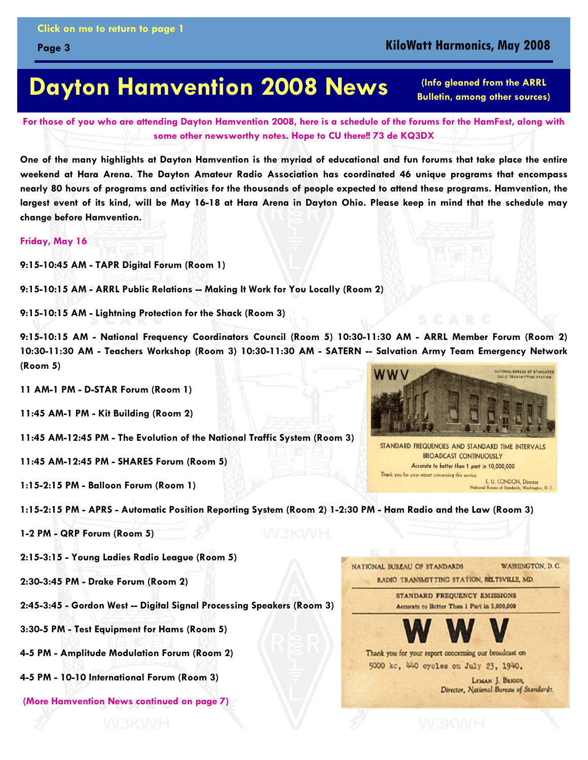Click on me to return to page 1

# Dayton Hamvention 2008 News

(Info gleaned from the ARRL Bulletin, among other sources)

**For those of you who are attending Dayton Hamvention 2008, here is a schedule of the forums for the HamFest, along with some other newsworthy notes. Hope to CU there!! 73 de KQ3DX**

**One of the many highlights at Dayton Hamvention is the myriad of educational and fun forums that take place the entire weekend at Hara Arena. The Dayton Amateur Radio Association has coordinated 46 unique programs that encompass nearly 80 hours of programs and activities for the thousands of people expected to attend these programs. Hamvention, the largest event of its kind, will be May 16-18 at Hara Arena in Dayton Ohio. Please keep in mind that the schedule may change before Hamvention.**

**Friday, May 16**

**9:15-10:45 AM - TAPR Digital Forum (Room 1)**

**9:15-10:15 AM - ARRL Public Relations -- Making It Work for You Locally (Room 2)**

**9:15-10:15 AM - Lightning Protection for the Shack (Room 3)**

**9:15-10:15 AM - National Frequency Coordinators Council (Room 5) 10:30-11:30 AM - ARRL Member Forum (Room 2) 10:30-11:30 AM - Teachers Workshop (Room 3) 10:30-11:30 AM - SATERN -- Salvation Army Team Emergency Network (Room 5)**

**11 AM-1 PM - D-STAR Forum (Room 1)**

**11:45 AM-1 PM - Kit Building (Room 2)**

**11:45 AM-12:45 PM - The Evolution of the National Traffic System (Room 3)**

**11:45 AM-12:45 PM - SHARES Forum (Room 5)**

**1:15-2:15 PM - Balloon Forum (Room 1)**

**1:15-2:15 PM - APRS - Automatic Position Reporting System (Room 2) 1-2:30 PM - Ham Radio and the Law (Room 3)**

**1-2 PM - QRP Forum (Room 5)**

**2:15-3:15 - Young Ladies Radio League (Room 5)**

**2:30-3:45 PM - Drake Forum (Room 2)**

**2:45-3:45 - Gordon West -- Digital Signal Processing Speakers (Room 3)**

**3:30-5 PM - Test Equipment for Hams (Room 5)**

**4-5 PM - Amplitude Modulation Forum (Room 2)**

**4-5 PM - 10-10 International Forum (Room 3)**

**(More Hamvention News continued on page 7)**

WWV — NATIONAL BUREAU OF STANDARDS RADIO TRANSMITTING STATION

STANDARD FREQUENCIES AND STANDARD TIME INTERVALS BROADCAST CONTINUOUSLY

*Accurate to better than 1 part in 10,000,000*

Thank you for your report concerning this service.

E. U. CONDON, Director
National Bureau of Standards, Washington, D. C.

NATIONAL BUREAU OF STANDARDS — WASHINGTON, D. C.

RADIO TRANSMITTING STATION, BELTSVILLE, MD.

STANDARD FREQUENCY EMISSIONS

Accurate to Better Than 1 Part in 5,000,000

# W W V

Thank you for your report concerning our broadcast on 5000 kc, 440 cycles on July 23, 1940.

LYMAN J. BRIGGS,
*Director, National Bureau of Standards.*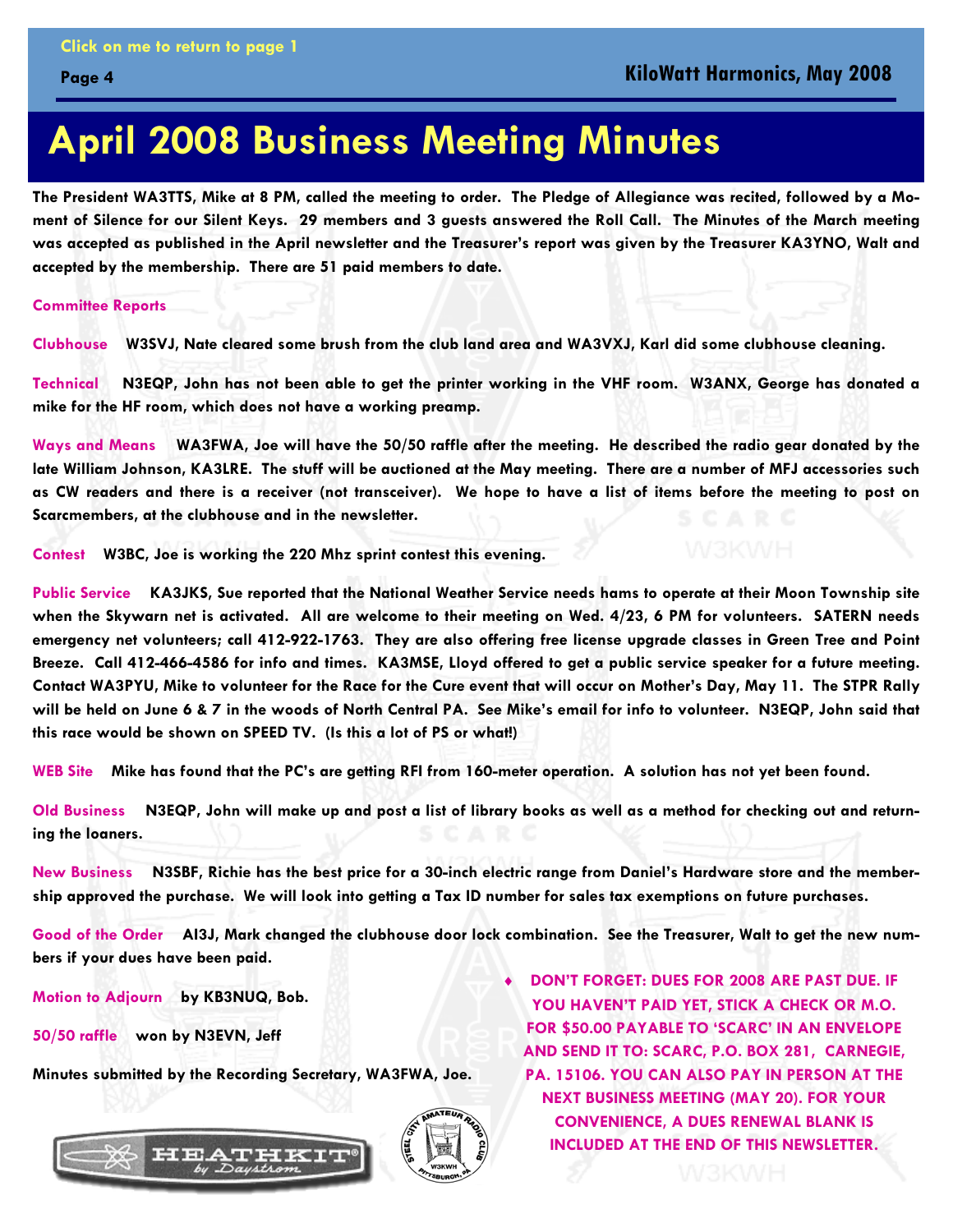# April 2008 Business Meeting Minutes

**The President WA3TTS, Mike at 8 PM, called the meeting to order. The Pledge of Allegiance was recited, followed by a Moment of Silence for our Silent Keys. 29 members and 3 guests answered the Roll Call. The Minutes of the March meeting was accepted as published in the April newsletter and the Treasurer's report was given by the Treasurer KA3YNO, Walt and accepted by the membership. There are 51 paid members to date.**

**Committee Reports**

**Clubhouse** W3SVJ, Nate cleared some brush from the club land area and WA3VXJ, Karl did some clubhouse cleaning.

**Technical** N3EQP, John has not been able to get the printer working in the VHF room. W3ANX, George has donated a mike for the HF room, which does not have a working preamp.

**Ways and Means** WA3FWA, Joe will have the 50/50 raffle after the meeting. He described the radio gear donated by the late William Johnson, KA3LRE. The stuff will be auctioned at the May meeting. There are a number of MFJ accessories such as CW readers and there is a receiver (not transceiver). We hope to have a list of items before the meeting to post on Scarcmembers, at the clubhouse and in the newsletter.

**Contest** W3BC, Joe is working the 220 Mhz sprint contest this evening.

**Public Service** KA3JKS, Sue reported that the National Weather Service needs hams to operate at their Moon Township site when the Skywarn net is activated. All are welcome to their meeting on Wed. 4/23, 6 PM for volunteers. SATERN needs emergency net volunteers; call 412-922-1763. They are also offering free license upgrade classes in Green Tree and Point Breeze. Call 412-466-4586 for info and times. KA3MSE, Lloyd offered to get a public service speaker for a future meeting. Contact WA3PYU, Mike to volunteer for the Race for the Cure event that will occur on Mother's Day, May 11. The STPR Rally will be held on June 6 & 7 in the woods of North Central PA. See Mike's email for info to volunteer. N3EQP, John said that this race would be shown on SPEED TV. (Is this a lot of PS or what!)

**WEB Site** Mike has found that the PC's are getting RFI from 160-meter operation. A solution has not yet been found.

**Old Business** N3EQP, John will make up and post a list of library books as well as a method for checking out and returning the loaners.

**New Business** N3SBF, Richie has the best price for a 30-inch electric range from Daniel's Hardware store and the membership approved the purchase. We will look into getting a Tax ID number for sales tax exemptions on future purchases.

**Good of the Order** AI3J, Mark changed the clubhouse door lock combination. See the Treasurer, Walt to get the new numbers if your dues have been paid.

**Motion to Adjourn** by KB3NUQ, Bob.

**50/50 raffle** won by N3EVN, Jeff

Minutes submitted by the Recording Secretary, WA3FWA, Joe.

- **DON'T FORGET: DUES FOR 2008 ARE PAST DUE. IF YOU HAVEN'T PAID YET, STICK A CHECK OR M.O. FOR $50.00 PAYABLE TO 'SCARC' IN AN ENVELOPE AND SEND IT TO: SCARC, P.O. BOX 281, CARNEGIE, PA. 15106. YOU CAN ALSO PAY IN PERSON AT THE NEXT BUSINESS MEETING (MAY 20). FOR YOUR CONVENIENCE, A DUES RENEWAL BLANK IS INCLUDED AT THE END OF THIS NEWSLETTER.**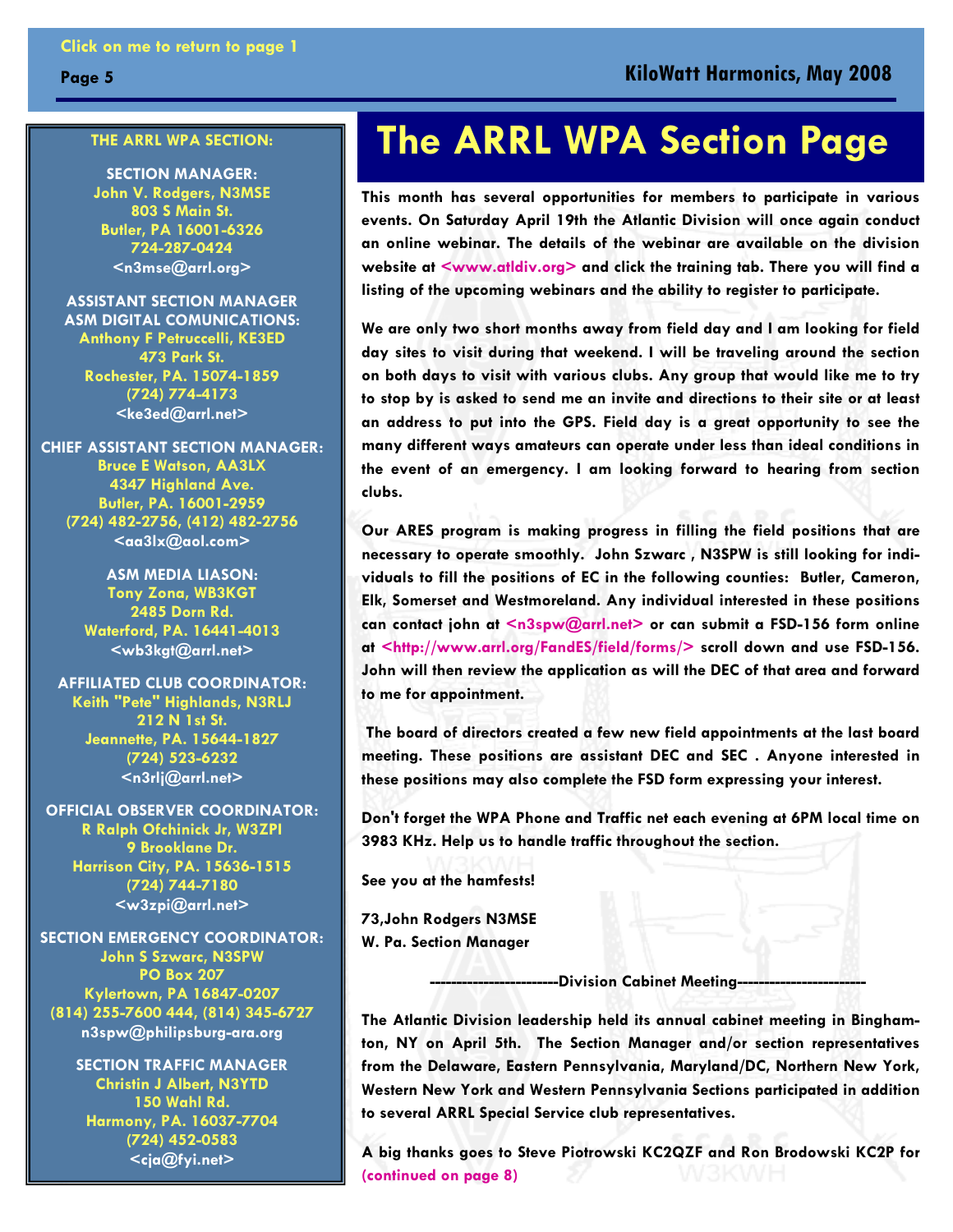Click on me to return to page 1

# The ARRL WPA Section Page

This month has several opportunities for members to participate in various events. On Saturday April 19th the Atlantic Division will once again conduct an online webinar. The details of the webinar are available on the division website at <www.atldiv.org> and click the training tab. There you will find a listing of the upcoming webinars and the ability to register to participate.

We are only two short months away from field day and I am looking for field day sites to visit during that weekend. I will be traveling around the section on both days to visit with various clubs. Any group that would like me to try to stop by is asked to send me an invite and directions to their site or at least an address to put into the GPS. Field day is a great opportunity to see the many different ways amateurs can operate under less than ideal conditions in the event of an emergency. I am looking forward to hearing from section clubs.

Our ARES program is making progress in filling the field positions that are necessary to operate smoothly. John Szwarc , N3SPW is still looking for individuals to fill the positions of EC in the following counties: Butler, Cameron, Elk, Somerset and Westmoreland. Any individual interested in these positions can contact john at <n3spw@arrl.net> or can submit a FSD-156 form online at <http://www.arrl.org/FandES/field/forms/> scroll down and use FSD-156. John will then review the application as will the DEC of that area and forward to me for appointment.

The board of directors created a few new field appointments at the last board meeting. These positions are assistant DEC and SEC . Anyone interested in these positions may also complete the FSD form expressing your interest.

Don't forget the WPA Phone and Traffic net each evening at 6PM local time on 3983 KHz. Help us to handle traffic throughout the section.

See you at the hamfests!

73,John Rodgers N3MSE
W. Pa. Section Manager

------------------------Division Cabinet Meeting------------------------

The Atlantic Division leadership held its annual cabinet meeting in Binghamton, NY on April 5th. The Section Manager and/or section representatives from the Delaware, Eastern Pennsylvania, Maryland/DC, Northern New York, Western New York and Western Pennsylvania Sections participated in addition to several ARRL Special Service club representatives.

A big thanks goes to Steve Piotrowski KC2QZF and Ron Brodowski KC2P for (continued on page 8)

---

**THE ARRL WPA SECTION:**

**SECTION MANAGER:**
John V. Rodgers, N3MSE
803 S Main St.
Butler, PA 16001-6326
724-287-0424
<n3mse@arrl.org>

**ASSISTANT SECTION MANAGER ASM DIGITAL COMUNICATIONS:**
Anthony F Petruccelli, KE3ED
473 Park St.
Rochester, PA. 15074-1859
(724) 774-4173
<ke3ed@arrl.net>

**CHIEF ASSISTANT SECTION MANAGER:**
Bruce E Watson, AA3LX
4347 Highland Ave.
Butler, PA. 16001-2959
(724) 482-2756, (412) 482-2756
<aa3lx@aol.com>

**ASM MEDIA LIASON:**
Tony Zona, WB3KGT
2485 Dorn Rd.
Waterford, PA. 16441-4013
<wb3kgt@arrl.net>

**AFFILIATED CLUB COORDINATOR:**
Keith "Pete" Highlands, N3RLJ
212 N 1st St.
Jeannette, PA. 15644-1827
(724) 523-6232
<n3rlj@arrl.net>

**OFFICIAL OBSERVER COORDINATOR:**
R Ralph Ofchinick Jr, W3ZPI
9 Brooklane Dr.
Harrison City, PA. 15636-1515
(724) 744-7180
<w3zpi@arrl.net>

**SECTION EMERGENCY COORDINATOR:**
John S Szwarc, N3SPW
PO Box 207
Kylertown, PA 16847-0207
(814) 255-7600 444, (814) 345-6727
n3spw@philipsburg-ara.org

**SECTION TRAFFIC MANAGER**
Christin J Albert, N3YTD
150 Wahl Rd.
Harmony, PA. 16037-7704
(724) 452-0583
<cja@fyi.net>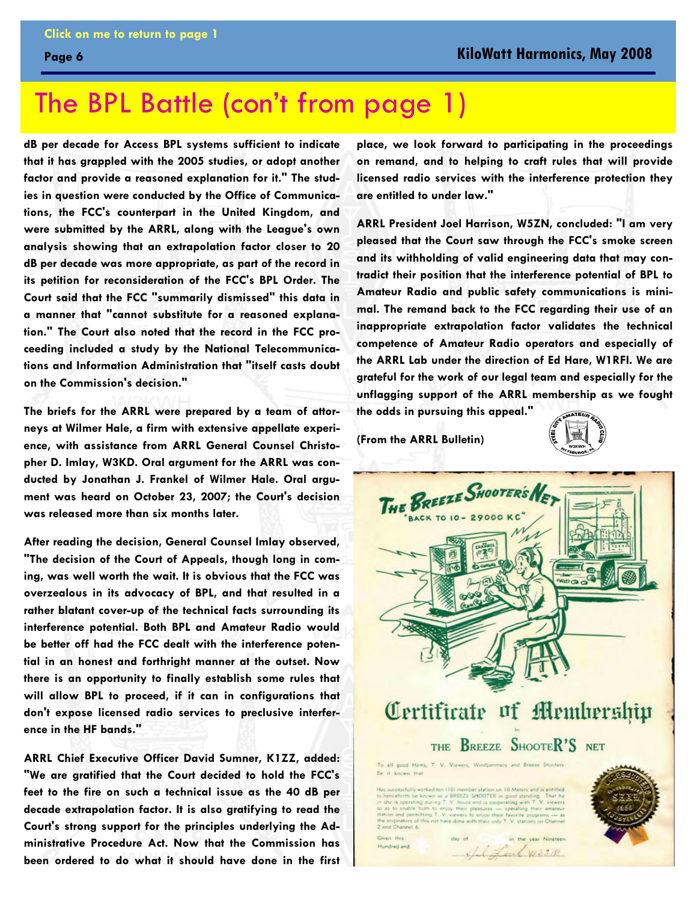# The BPL Battle (con't from page 1)

**dB per decade for Access BPL systems sufficient to indicate that it has grappled with the 2005 studies, or adopt another factor and provide a reasoned explanation for it." The studies in question were conducted by the Office of Communications, the FCC's counterpart in the United Kingdom, and were submitted by the ARRL, along with the League's own analysis showing that an extrapolation factor closer to 20 dB per decade was more appropriate, as part of the record in its petition for reconsideration of the FCC's BPL Order. The Court said that the FCC "summarily dismissed" this data in a manner that "cannot substitute for a reasoned explanation." The Court also noted that the record in the FCC proceeding included a study by the National Telecommunications and Information Administration that "itself casts doubt on the Commission's decision."**

**The briefs for the ARRL were prepared by a team of attorneys at Wilmer Hale, a firm with extensive appellate experience, with assistance from ARRL General Counsel Christopher D. Imlay, W3KD. Oral argument for the ARRL was conducted by Jonathan J. Frankel of Wilmer Hale. Oral argument was heard on October 23, 2007; the Court's decision was released more than six months later.**

**After reading the decision, General Counsel Imlay observed, "The decision of the Court of Appeals, though long in coming, was well worth the wait. It is obvious that the FCC was overzealous in its advocacy of BPL, and that resulted in a rather blatant cover-up of the technical facts surrounding its interference potential. Both BPL and Amateur Radio would be better off had the FCC dealt with the interference potential in an honest and forthright manner at the outset. Now there is an opportunity to finally establish some rules that will allow BPL to proceed, if it can in configurations that don't expose licensed radio services to preclusive interference in the HF bands."**

**ARRL Chief Executive Officer David Sumner, K1ZZ, added: "We are gratified that the Court decided to hold the FCC's feet to the fire on such a technical issue as the 40 dB per decade extrapolation factor. It is also gratifying to read the Court's strong support for the principles underlying the Administrative Procedure Act. Now that the Commission has been ordered to do what it should have done in the first place, we look forward to participating in the proceedings on remand, and to helping to craft rules that will provide licensed radio services with the interference protection they are entitled to under law."**

**ARRL President Joel Harrison, W5ZN, concluded: "I am very pleased that the Court saw through the FCC's smoke screen and its withholding of valid engineering data that may contradict their position that the interference potential of BPL to Amateur Radio and public safety communications is minimal. The remand back to the FCC regarding their use of an inappropriate extrapolation factor validates the technical competence of Amateur Radio operators and especially of the ARRL Lab under the direction of Ed Hare, W1RFI. We are grateful for the work of our legal team and especially for the unflagging support of the ARRL membership as we fought the odds in pursuing this appeal."**

**(From the ARRL Bulletin)**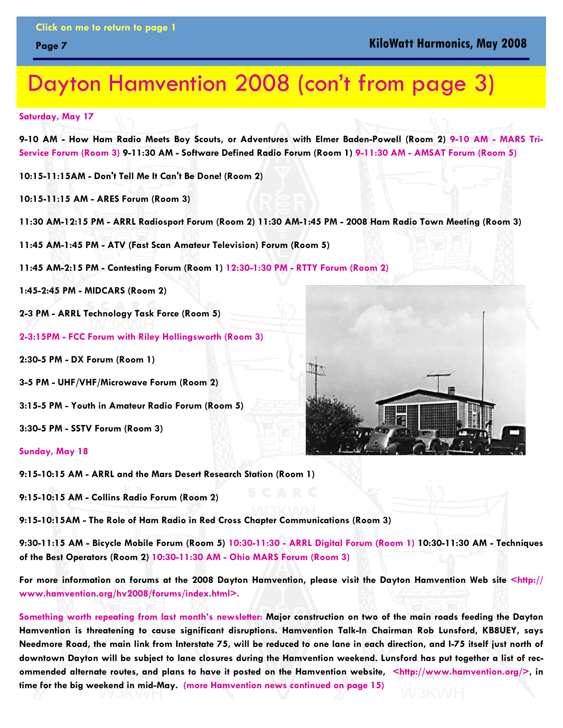Click on me to return to page 1

# Dayton Hamvention 2008 (con't from page 3)

**Saturday, May 17**

**9-10 AM - How Ham Radio Meets Boy Scouts, or Adventures with Elmer Baden-Powell (Room 2) 9-10 AM - MARS Tri-Service Forum (Room 3) 9-11:30 AM - Software Defined Radio Forum (Room 1) 9-11:30 AM - AMSAT Forum (Room 5)**

**10:15-11:15AM - Don't Tell Me It Can't Be Done! (Room 2)**

**10:15-11:15 AM - ARES Forum (Room 3)**

**11:30 AM-12:15 PM - ARRL Radiosport Forum (Room 2) 11:30 AM-1:45 PM - 2008 Ham Radio Town Meeting (Room 3)**

**11:45 AM-1:45 PM - ATV (Fast Scan Amateur Television) Forum (Room 5)**

**11:45 AM-2:15 PM - Contesting Forum (Room 1) 12:30-1:30 PM - RTTY Forum (Room 2)**

**1:45-2:45 PM - MIDCARS (Room 2)**

**2-3 PM - ARRL Technology Task Force (Room 5)**

**2-3:15PM - FCC Forum with Riley Hollingsworth (Room 3)**

**2:30-5 PM - DX Forum (Room 1)**

**3-5 PM - UHF/VHF/Microwave Forum (Room 2)**

**3:15-5 PM - Youth in Amateur Radio Forum (Room 5)**

**3:30-5 PM - SSTV Forum (Room 3)**

**Sunday, May 18**

**9:15-10:15 AM - ARRL and the Mars Desert Research Station (Room 1)**

**9:15-10:15 AM - Collins Radio Forum (Room 2)**

**9:15-10:15AM - The Role of Ham Radio in Red Cross Chapter Communications (Room 3)**

**9:30-11:15 AM - Bicycle Mobile Forum (Room 5) 10:30-11:30 - ARRL Digital Forum (Room 1) 10:30-11:30 AM - Techniques of the Best Operators (Room 2) 10:30-11:30 AM - Ohio MARS Forum (Room 3)**

**For more information on forums at the 2008 Dayton Hamvention, please visit the Dayton Hamvention Web site <http://www.hamvention.org/hv2008/forums/index.html>.**

**Something worth repeating from last month's newsletter: Major construction on two of the main roads feeding the Dayton Hamvention is threatening to cause significant disruptions. Hamvention Talk-In Chairman Rob Lunsford, KB8UEY, says Needmore Road, the main link from Interstate 75, will be reduced to one lane in each direction, and I-75 itself just north of downtown Dayton will be subject to lane closures during the Hamvention weekend. Lunsford has put together a list of recommended alternate routes, and plans to have it posted on the Hamvention website, <http://www.hamvention.org/>, in time for the big weekend in mid-May. (more Hamvention news continued on page 15)**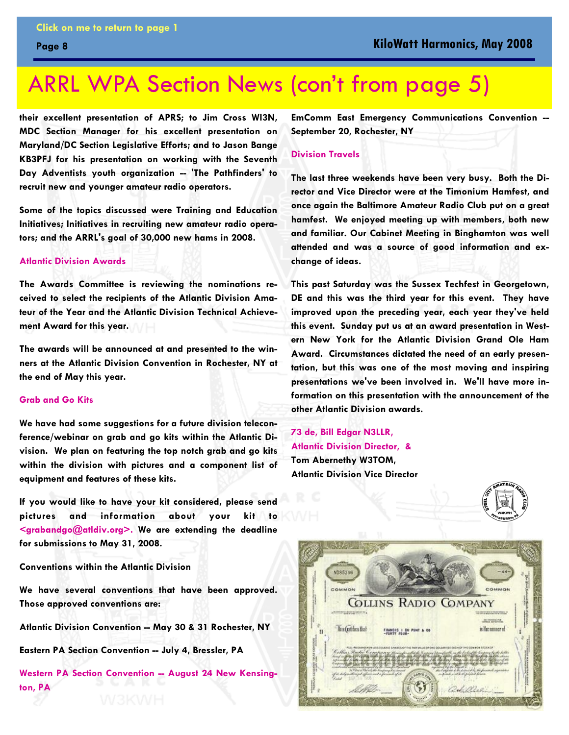# ARRL WPA Section News (con't from page 5)

their excellent presentation of APRS; to Jim Cross WI3N, MDC Section Manager for his excellent presentation on Maryland/DC Section Legislative Efforts; and to Jason Bange KB3PFJ for his presentation on working with the Seventh Day Adventists youth organization -- 'The Pathfinders' to recruit new and younger amateur radio operators.

Some of the topics discussed were Training and Education Initiatives; Initiatives in recruiting new amateur radio operators; and the ARRL's goal of 30,000 new hams in 2008.

### Atlantic Division Awards

The Awards Committee is reviewing the nominations received to select the recipients of the Atlantic Division Amateur of the Year and the Atlantic Division Technical Achievement Award for this year.

The awards will be announced at and presented to the winners at the Atlantic Division Convention in Rochester, NY at the end of May this year.

### Grab and Go Kits

We have had some suggestions for a future division teleconference/webinar on grab and go kits within the Atlantic Division. We plan on featuring the top notch grab and go kits within the division with pictures and a component list of equipment and features of these kits.

If you would like to have your kit considered, please send pictures and information about your kit to <grabandgo@atldiv.org>. We are extending the deadline for submissions to May 31, 2008.

### Conventions within the Atlantic Division

We have several conventions that have been approved. Those approved conventions are:

Atlantic Division Convention -- May 30 & 31 Rochester, NY

Eastern PA Section Convention -- July 4, Bressler, PA

Western PA Section Convention -- August 24 New Kensington, PA

EmComm East Emergency Communications Convention -- September 20, Rochester, NY

### Division Travels

The last three weekends have been very busy. Both the Director and Vice Director were at the Timonium Hamfest, and once again the Baltimore Amateur Radio Club put on a great hamfest. We enjoyed meeting up with members, both new and familiar. Our Cabinet Meeting in Binghamton was well attended and was a source of good information and exchange of ideas.

This past Saturday was the Sussex Techfest in Georgetown, DE and this was the third year for this event. They have improved upon the preceding year, each year they've held this event. Sunday put us at an award presentation in Western New York for the Atlantic Division Grand Ole Ham Award. Circumstances dictated the need of an early presentation, but this was one of the most moving and inspiring presentations we've been involved in. We'll have more information on this presentation with the announcement of the other Atlantic Division awards.

73 de, Bill Edgar N3LLR,
Atlantic Division Director, &
Tom Abernethy W3TOM,
Atlantic Division Vice Director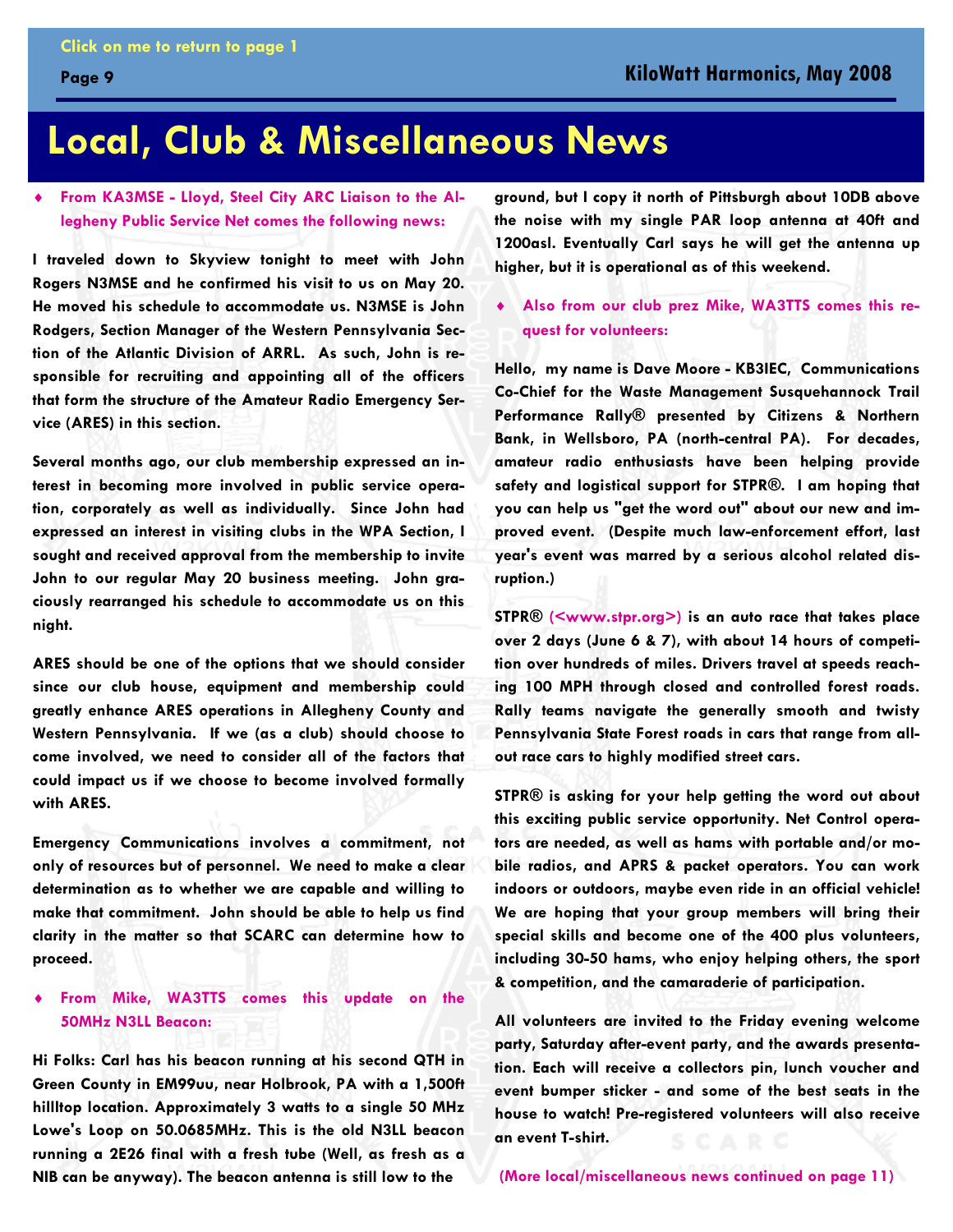# Local, Club & Miscellaneous News

- **From KA3MSE - Lloyd, Steel City ARC Liaison to the Allegheny Public Service Net comes the following news:**

**I traveled down to Skyview tonight to meet with John Rogers N3MSE and he confirmed his visit to us on May 20. He moved his schedule to accommodate us. N3MSE is John Rodgers, Section Manager of the Western Pennsylvania Section of the Atlantic Division of ARRL. As such, John is responsible for recruiting and appointing all of the officers that form the structure of the Amateur Radio Emergency Service (ARES) in this section.**

**Several months ago, our club membership expressed an interest in becoming more involved in public service operation, corporately as well as individually. Since John had expressed an interest in visiting clubs in the WPA Section, I sought and received approval from the membership to invite John to our regular May 20 business meeting. John graciously rearranged his schedule to accommodate us on this night.**

**ARES should be one of the options that we should consider since our club house, equipment and membership could greatly enhance ARES operations in Allegheny County and Western Pennsylvania. If we (as a club) should choose to come involved, we need to consider all of the factors that could impact us if we choose to become involved formally with ARES.**

**Emergency Communications involves a commitment, not only of resources but of personnel. We need to make a clear determination as to whether we are capable and willing to make that commitment. John should be able to help us find clarity in the matter so that SCARC can determine how to proceed.**

- **From Mike, WA3TTS comes this update on the 50MHz N3LL Beacon:**

**Hi Folks: Carl has his beacon running at his second QTH in Green County in EM99uu, near Holbrook, PA with a 1,500ft hillltop location. Approximately 3 watts to a single 50 MHz Lowe's Loop on 50.0685MHz. This is the old N3LL beacon running a 2E26 final with a fresh tube (Well, as fresh as a NIB can be anyway). The beacon antenna is still low to the ground, but I copy it north of Pittsburgh about 10DB above the noise with my single PAR loop antenna at 40ft and 1200asl. Eventually Carl says he will get the antenna up higher, but it is operational as of this weekend.**

- **Also from our club prez Mike, WA3TTS comes this request for volunteers:**

**Hello, my name is Dave Moore - KB3IEC, Communications Co-Chief for the Waste Management Susquehannock Trail Performance Rally® presented by Citizens & Northern Bank, in Wellsboro, PA (north-central PA). For decades, amateur radio enthusiasts have been helping provide safety and logistical support for STPR®. I am hoping that you can help us "get the word out" about our new and improved event. (Despite much law-enforcement effort, last year's event was marred by a serious alcohol related disruption.)**

**STPR® (<www.stpr.org>) is an auto race that takes place over 2 days (June 6 & 7), with about 14 hours of competition over hundreds of miles. Drivers travel at speeds reaching 100 MPH through closed and controlled forest roads. Rally teams navigate the generally smooth and twisty Pennsylvania State Forest roads in cars that range from all-out race cars to highly modified street cars.**

**STPR® is asking for your help getting the word out about this exciting public service opportunity. Net Control operators are needed, as well as hams with portable and/or mobile radios, and APRS & packet operators. You can work indoors or outdoors, maybe even ride in an official vehicle! We are hoping that your group members will bring their special skills and become one of the 400 plus volunteers, including 30-50 hams, who enjoy helping others, the sport & competition, and the camaraderie of participation.**

**All volunteers are invited to the Friday evening welcome party, Saturday after-event party, and the awards presentation. Each will receive a collectors pin, lunch voucher and event bumper sticker - and some of the best seats in the house to watch! Pre-registered volunteers will also receive an event T-shirt.**

**(More local/miscellaneous news continued on page 11)**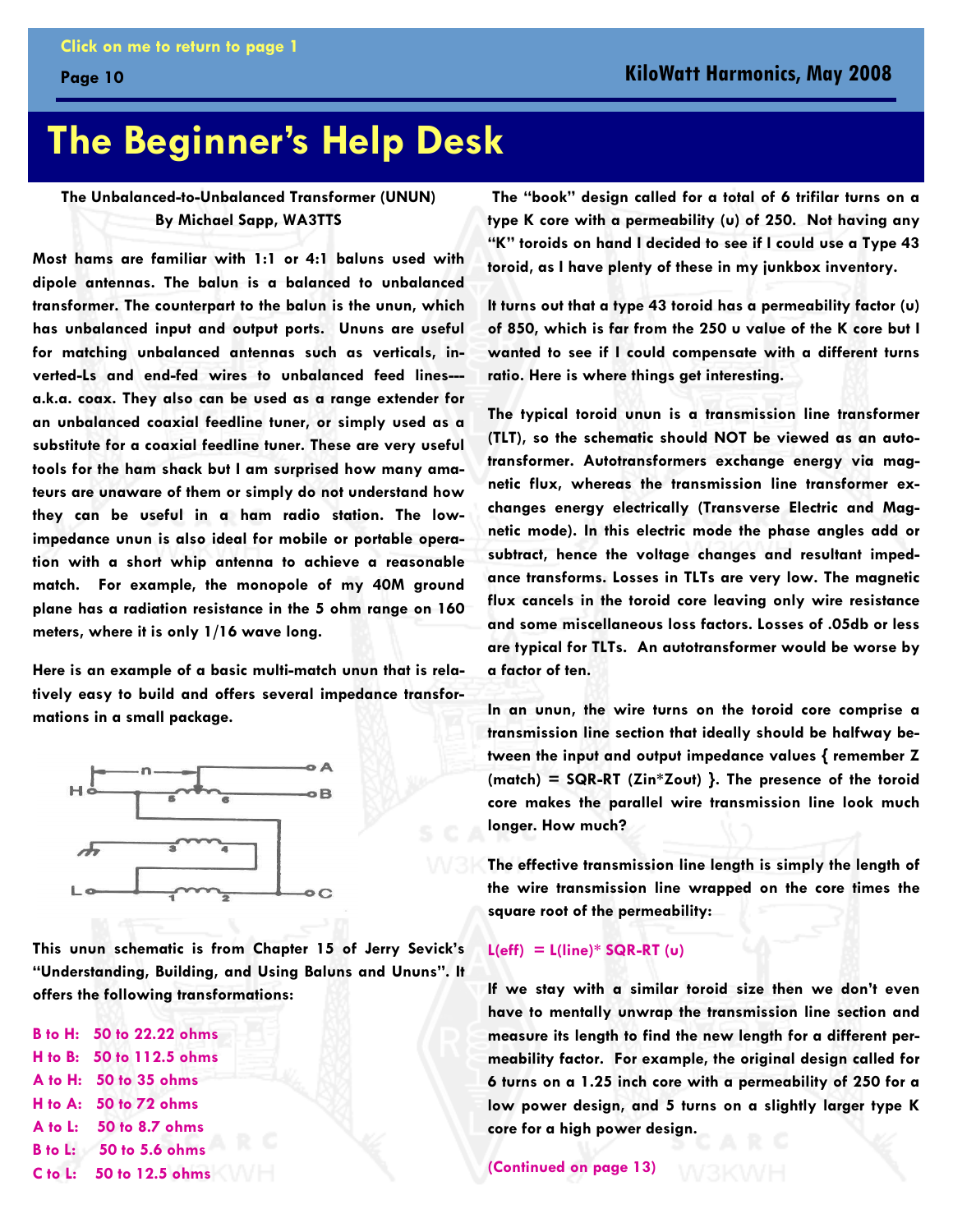# The Beginner's Help Desk

**The Unbalanced-to-Unbalanced Transformer (UNUN)**
**By Michael Sapp, WA3TTS**

**Most hams are familiar with 1:1 or 4:1 baluns used with dipole antennas. The balun is a balanced to unbalanced transformer. The counterpart to the balun is the unun, which has unbalanced input and output ports. Ununs are useful for matching unbalanced antennas such as verticals, inverted-Ls and end-fed wires to unbalanced feed lines---a.k.a. coax. They also can be used as a range extender for an unbalanced coaxial feedline tuner, or simply used as a substitute for a coaxial feedline tuner. These are very useful tools for the ham shack but I am surprised how many amateurs are unaware of them or simply do not understand how they can be useful in a ham radio station. The low-impedance unun is also ideal for mobile or portable operation with a short whip antenna to achieve a reasonable match. For example, the monopole of my 40M ground plane has a radiation resistance in the 5 ohm range on 160 meters, where it is only 1/16 wave long.**

**Here is an example of a basic multi-match unun that is relatively easy to build and offers several impedance transformations in a small package.**

**This unun schematic is from Chapter 15 of Jerry Sevick's "Understanding, Building, and Using Baluns and Ununs". It offers the following transformations:**

**B to H: 50 to 22.22 ohms**
**H to B: 50 to 112.5 ohms**
**A to H: 50 to 35 ohms**
**H to A: 50 to 72 ohms**
**A to L: 50 to 8.7 ohms**
**B to L: 50 to 5.6 ohms**
**C to L: 50 to 12.5 ohms**

**The "book" design called for a total of 6 trifilar turns on a type K core with a permeability (u) of 250. Not having any "K" toroids on hand I decided to see if I could use a Type 43 toroid, as I have plenty of these in my junkbox inventory.**

**It turns out that a type 43 toroid has a permeability factor (u) of 850, which is far from the 250 u value of the K core but I wanted to see if I could compensate with a different turns ratio. Here is where things get interesting.**

**The typical toroid unun is a transmission line transformer (TLT), so the schematic should NOT be viewed as an autotransformer. Autotransformers exchange energy via magnetic flux, whereas the transmission line transformer exchanges energy electrically (Transverse Electric and Magnetic mode). In this electric mode the phase angles add or subtract, hence the voltage changes and resultant impedance transforms. Losses in TLTs are very low. The magnetic flux cancels in the toroid core leaving only wire resistance and some miscellaneous loss factors. Losses of .05db or less are typical for TLTs. An autotransformer would be worse by a factor of ten.**

**In an unun, the wire turns on the toroid core comprise a transmission line section that ideally should be halfway between the input and output impedance values { remember Z (match) = SQR-RT (Zin\*Zout) }. The presence of the toroid core makes the parallel wire transmission line look much longer. How much?**

**The effective transmission line length is simply the length of the wire transmission line wrapped on the core times the square root of the permeability:**

**L(eff) = L(line)\* SQR-RT (u)**

**If we stay with a similar toroid size then we don't even have to mentally unwrap the transmission line section and measure its length to find the new length for a different permeability factor. For example, the original design called for 6 turns on a 1.25 inch core with a permeability of 250 for a low power design, and 5 turns on a slightly larger type K core for a high power design.**

**(Continued on page 13)**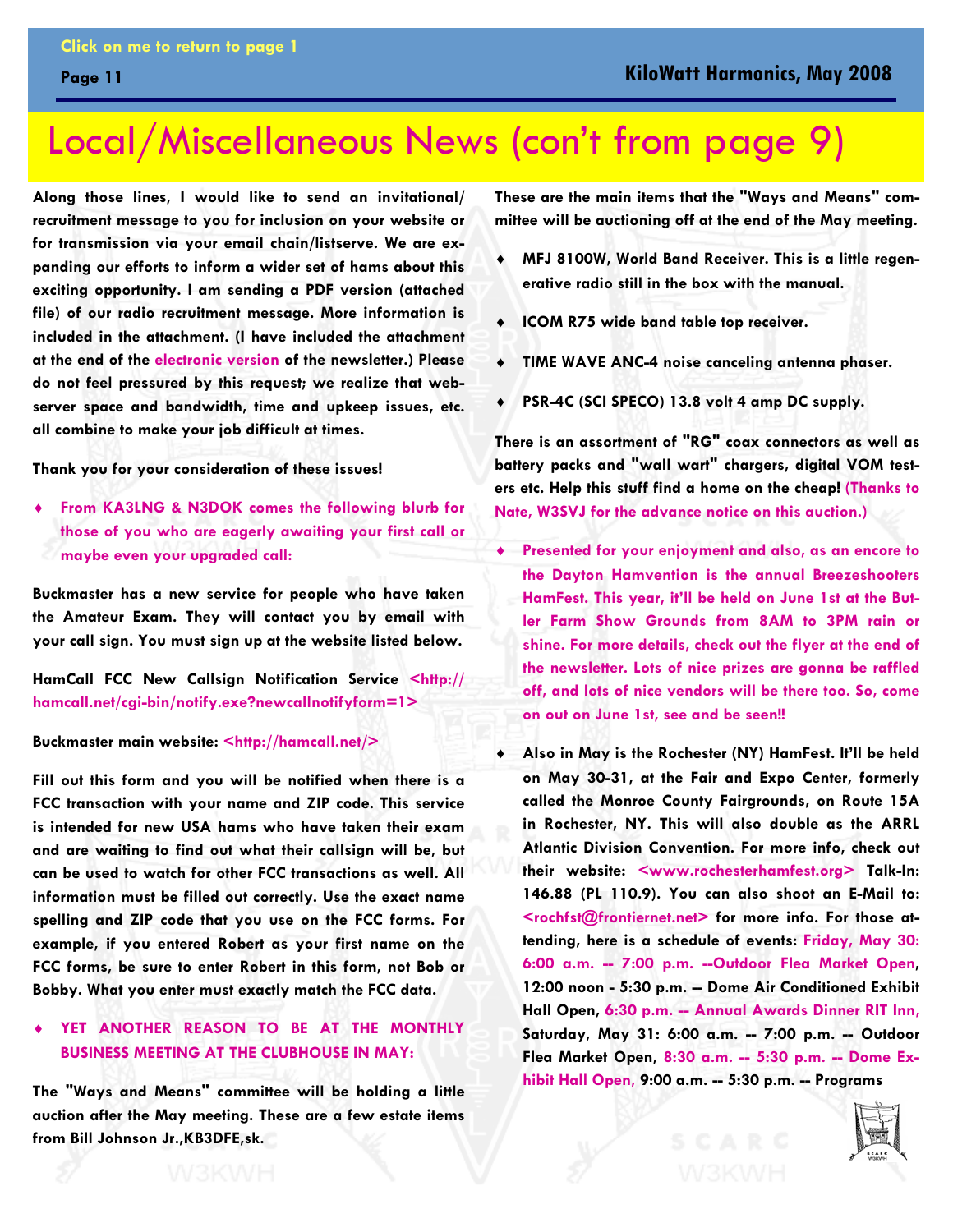Click on me to return to page 1

# Local/Miscellaneous News (con't from page 9)

**Along those lines, I would like to send an invitational/recruitment message to you for inclusion on your website or for transmission via your email chain/listserve. We are expanding our efforts to inform a wider set of hams about this exciting opportunity. I am sending a PDF version (attached file) of our radio recruitment message. More information is included in the attachment. (I have included the attachment at the end of the electronic version of the newsletter.) Please do not feel pressured by this request; we realize that webserver space and bandwidth, time and upkeep issues, etc. all combine to make your job difficult at times.**

**Thank you for your consideration of these issues!**

- **From KA3LNG & N3DOK comes the following blurb for those of you who are eagerly awaiting your first call or maybe even your upgraded call:**

**Buckmaster has a new service for people who have taken the Amateur Exam. They will contact you by email with your call sign. You must sign up at the website listed below.**

**HamCall FCC New Callsign Notification Service <http://hamcall.net/cgi-bin/notify.exe?newcallnotifyform=1>**

**Buckmaster main website: <http://hamcall.net/>**

**Fill out this form and you will be notified when there is a FCC transaction with your name and ZIP code. This service is intended for new USA hams who have taken their exam and are waiting to find out what their callsign will be, but can be used to watch for other FCC transactions as well. All information must be filled out correctly. Use the exact name spelling and ZIP code that you use on the FCC forms. For example, if you entered Robert as your first name on the FCC forms, be sure to enter Robert in this form, not Bob or Bobby. What you enter must exactly match the FCC data.**

- **YET ANOTHER REASON TO BE AT THE MONTHLY BUSINESS MEETING AT THE CLUBHOUSE IN MAY:**

**The "Ways and Means" committee will be holding a little auction after the May meeting. These are a few estate items from Bill Johnson Jr.,KB3DFE,sk.**

**These are the main items that the "Ways and Means" committee will be auctioning off at the end of the May meeting.**

- **MFJ 8100W, World Band Receiver. This is a little regenerative radio still in the box with the manual.**
- **ICOM R75 wide band table top receiver.**
- **TIME WAVE ANC-4 noise canceling antenna phaser.**
- **PSR-4C (SCI SPECO) 13.8 volt 4 amp DC supply.**

**There is an assortment of "RG" coax connectors as well as battery packs and "wall wart" chargers, digital VOM testers etc. Help this stuff find a home on the cheap! (Thanks to Nate, W3SVJ for the advance notice on this auction.)**

- **Presented for your enjoyment and also, as an encore to the Dayton Hamvention is the annual Breezeshooters HamFest. This year, it'll be held on June 1st at the Butler Farm Show Grounds from 8AM to 3PM rain or shine. For more details, check out the flyer at the end of the newsletter. Lots of nice prizes are gonna be raffled off, and lots of nice vendors will be there too. So, come on out on June 1st, see and be seen!!**

- **Also in May is the Rochester (NY) HamFest. It'll be held on May 30-31, at the Fair and Expo Center, formerly called the Monroe County Fairgrounds, on Route 15A in Rochester, NY. This will also double as the ARRL Atlantic Division Convention. For more info, check out their website: <www.rochesterhamfest.org> Talk-In: 146.88 (PL 110.9). You can also shoot an E-Mail to: <rochfst@frontiernet.net> for more info. For those attending, here is a schedule of events: Friday, May 30: 6:00 a.m. -- 7:00 p.m. --Outdoor Flea Market Open, 12:00 noon - 5:30 p.m. -- Dome Air Conditioned Exhibit Hall Open, 6:30 p.m. -- Annual Awards Dinner RIT Inn, Saturday, May 31: 6:00 a.m. -- 7:00 p.m. -- Outdoor Flea Market Open, 8:30 a.m. -- 5:30 p.m. -- Dome Exhibit Hall Open, 9:00 a.m. -- 5:30 p.m. -- Programs**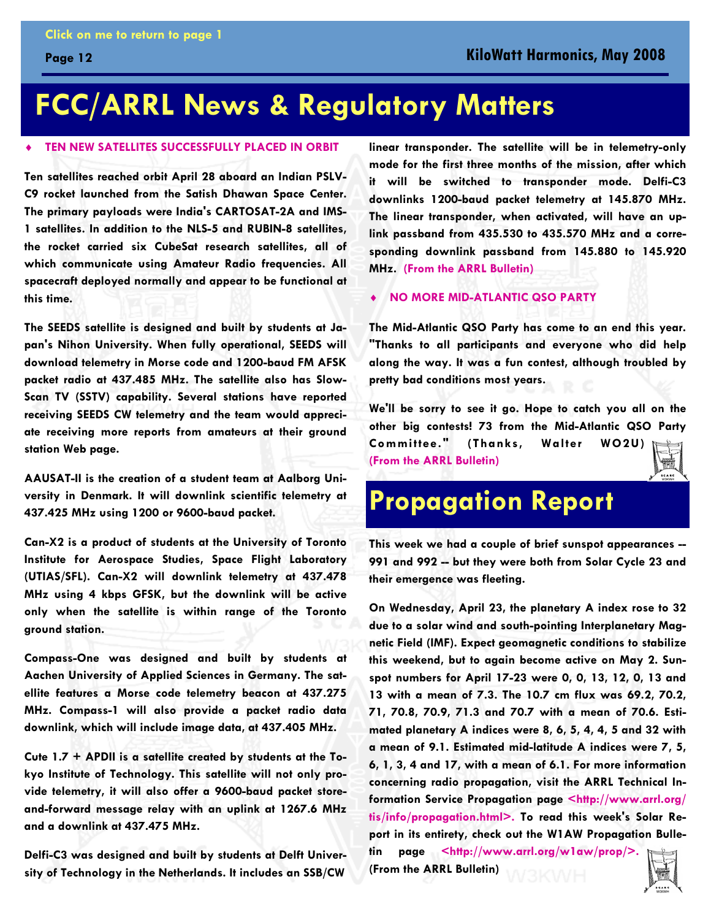# FCC/ARRL News & Regulatory Matters

## ♦ TEN NEW SATELLITES SUCCESSFULLY PLACED IN ORBIT

**Ten satellites reached orbit April 28 aboard an Indian PSLV-C9 rocket launched from the Satish Dhawan Space Center. The primary payloads were India's CARTOSAT-2A and IMS-1 satellites. In addition to the NLS-5 and RUBIN-8 satellites, the rocket carried six CubeSat research satellites, all of which communicate using Amateur Radio frequencies. All spacecraft deployed normally and appear to be functional at this time.**

**The SEEDS satellite is designed and built by students at Japan's Nihon University. When fully operational, SEEDS will download telemetry in Morse code and 1200-baud FM AFSK packet radio at 437.485 MHz. The satellite also has Slow-Scan TV (SSTV) capability. Several stations have reported receiving SEEDS CW telemetry and the team would appreciate receiving more reports from amateurs at their ground station Web page.**

**AAUSAT-II is the creation of a student team at Aalborg University in Denmark. It will downlink scientific telemetry at 437.425 MHz using 1200 or 9600-baud packet.**

**Can-X2 is a product of students at the University of Toronto Institute for Aerospace Studies, Space Flight Laboratory (UTIAS/SFL). Can-X2 will downlink telemetry at 437.478 MHz using 4 kbps GFSK, but the downlink will be active only when the satellite is within range of the Toronto ground station.**

**Compass-One was designed and built by students at Aachen University of Applied Sciences in Germany. The satellite features a Morse code telemetry beacon at 437.275 MHz. Compass-1 will also provide a packet radio data downlink, which will include image data, at 437.405 MHz.**

**Cute 1.7 + APDII is a satellite created by students at the Tokyo Institute of Technology. This satellite will not only provide telemetry, it will also offer a 9600-baud packet store-and-forward message relay with an uplink at 1267.6 MHz and a downlink at 437.475 MHz.**

**Delfi-C3 was designed and built by students at Delft University of Technology in the Netherlands. It includes an SSB/CW linear transponder. The satellite will be in telemetry-only mode for the first three months of the mission, after which it will be switched to transponder mode. Delfi-C3 downlinks 1200-baud packet telemetry at 145.870 MHz. The linear transponder, when activated, will have an uplink passband from 435.530 to 435.570 MHz and a corresponding downlink passband from 145.880 to 145.920 MHz. (From the ARRL Bulletin)**

## ♦ NO MORE MID-ATLANTIC QSO PARTY

**The Mid-Atlantic QSO Party has come to an end this year. "Thanks to all participants and everyone who did help along the way. It was a fun contest, although troubled by pretty bad conditions most years.**

**We'll be sorry to see it go. Hope to catch you all on the other big contests! 73 from the Mid-Atlantic QSO Party Committee." (Thanks, Walter WO2U) (From the ARRL Bulletin)**

# Propagation Report

**This week we had a couple of brief sunspot appearances -- 991 and 992 -- but they were both from Solar Cycle 23 and their emergence was fleeting.**

**On Wednesday, April 23, the planetary A index rose to 32 due to a solar wind and south-pointing Interplanetary Magnetic Field (IMF). Expect geomagnetic conditions to stabilize this weekend, but to again become active on May 2. Sunspot numbers for April 17-23 were 0, 0, 13, 12, 0, 13 and 13 with a mean of 7.3. The 10.7 cm flux was 69.2, 70.2, 71, 70.8, 70.9, 71.3 and 70.7 with a mean of 70.6. Estimated planetary A indices were 8, 6, 5, 4, 4, 5 and 32 with a mean of 9.1. Estimated mid-latitude A indices were 7, 5, 6, 1, 3, 4 and 17, with a mean of 6.1. For more information concerning radio propagation, visit the ARRL Technical Information Service Propagation page <http://www.arrl.org/tis/info/propagation.html>. To read this week's Solar Report in its entirety, check out the W1AW Propagation Bulletin page <http://www.arrl.org/w1aw/prop/>. (From the ARRL Bulletin)**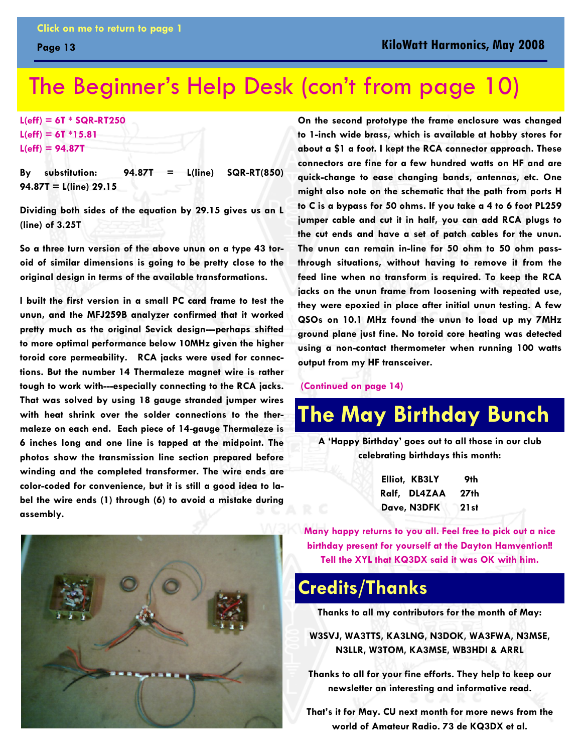# The Beginner's Help Desk (con't from page 10)

$L(eff) = 6T * SQR\text{-}RT250$

$L(eff) = 6T * 15.81$

$L(eff) = 94.87T$

By substitution: $94.87T = L(line)\ SQR\text{-}RT(850)$

$94.87T = L(line)\ 29.15$

Dividing both sides of the equation by 29.15 gives us an L (line) of 3.25T

So a three turn version of the above unun on a type 43 toroid of similar dimensions is going to be pretty close to the original design in terms of the available transformations.

I built the first version in a small PC card frame to test the unun, and the MFJ259B analyzer confirmed that it worked pretty much as the original Sevick design---perhaps shifted to more optimal performance below 10MHz given the higher toroid core permeability. RCA jacks were used for connections. But the number 14 Thermaleze magnet wire is rather tough to work with---especially connecting to the RCA jacks. That was solved by using 18 gauge stranded jumper wires with heat shrink over the solder connections to the thermaleze on each end. Each piece of 14-gauge Thermaleze is 6 inches long and one line is tapped at the midpoint. The photos show the transmission line section prepared before winding and the completed transformer. The wire ends are color-coded for convenience, but it is still a good idea to label the wire ends (1) through (6) to avoid a mistake during assembly.

On the second prototype the frame enclosure was changed to 1-inch wide brass, which is available at hobby stores for about a $1 a foot. I kept the RCA connector approach. These connectors are fine for a few hundred watts on HF and are quick-change to ease changing bands, antennas, etc. One might also note on the schematic that the path from ports H to C is a bypass for 50 ohms. If you take a 4 to 6 foot PL259 jumper cable and cut it in half, you can add RCA plugs to the cut ends and have a set of patch cables for the unun. The unun can remain in-line for 50 ohm to 50 ohm pass-through situations, without having to remove it from the feed line when no transform is required. To keep the RCA jacks on the unun frame from loosening with repeated use, they were epoxied in place after initial unun testing. A few QSOs on 10.1 MHz found the unun to load up my 7MHz ground plane just fine. No toroid core heating was detected using a non-contact thermometer when running 100 watts output from my HF transceiver.

(Continued on page 14)

## The May Birthday Bunch

A 'Happy Birthday' goes out to all those in our club celebrating birthdays this month:

| | |
|---|---|
| Elliot, KB3LY | 9th |
| Ralf, DL4ZAA | 27th |
| Dave, N3DFK | 21st |

Many happy returns to you all. Feel free to pick out a nice birthday present for yourself at the Dayton Hamvention!! Tell the XYL that KQ3DX said it was OK with him.

## Credits/Thanks

Thanks to all my contributors for the month of May:

W3SVJ, WA3TTS, KA3LNG, N3DOK, WA3FWA, N3MSE, N3LLR, W3TOM, KA3MSE, WB3HDI & ARRL

Thanks to all for your fine efforts. They help to keep our newsletter an interesting and informative read.

That's it for May. CU next month for more news from the world of Amateur Radio. 73 de KQ3DX et al.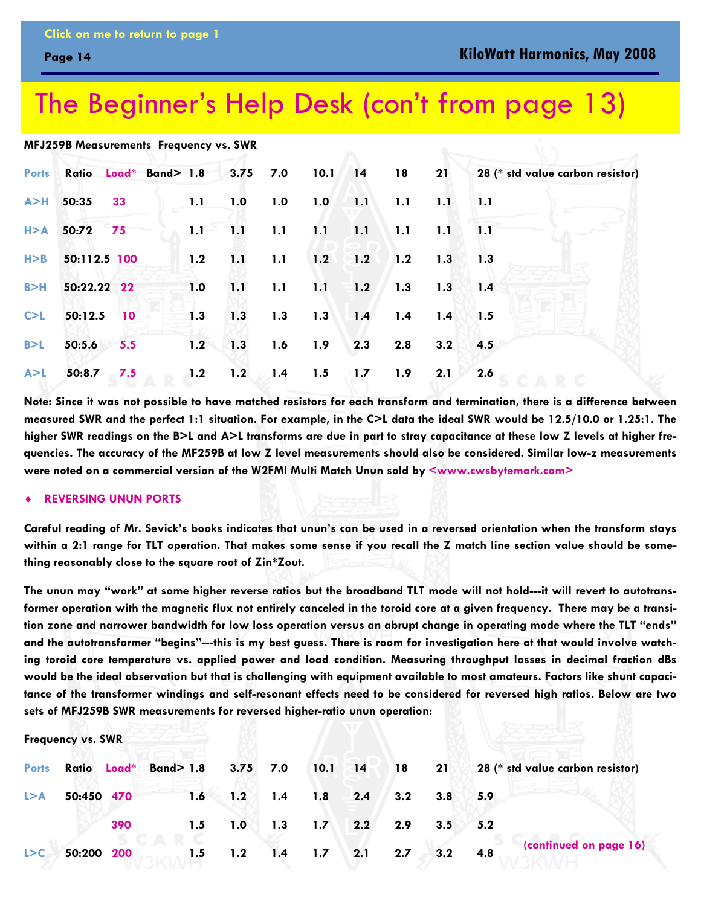# The Beginner's Help Desk (con't from page 13)

**MFJ259B Measurements Frequency vs. SWR**

| Ports | Ratio | Load* | Band> 1.8 | 3.75 | 7.0 | 10.1 | 14 | 18 | 21 | 28 (* std value carbon resistor) |
|---|---|---|---|---|---|---|---|---|---|---|
| A>H | 50:35 | 33 | 1.1 | 1.0 | 1.0 | 1.0 | 1.1 | 1.1 | 1.1 | 1.1 |
| H>A | 50:72 | 75 | 1.1 | 1.1 | 1.1 | 1.1 | 1.1 | 1.1 | 1.1 | 1.1 |
| H>B | 50:112.5 | 100 | 1.2 | 1.1 | 1.1 | 1.2 | 1.2 | 1.2 | 1.3 | 1.3 |
| B>H | 50:22.22 | 22 | 1.0 | 1.1 | 1.1 | 1.1 | 1.2 | 1.3 | 1.3 | 1.4 |
| C>L | 50:12.5 | 10 | 1.3 | 1.3 | 1.3 | 1.3 | 1.4 | 1.4 | 1.4 | 1.5 |
| B>L | 50:5.6 | 5.5 | 1.2 | 1.3 | 1.6 | 1.9 | 2.3 | 2.8 | 3.2 | 4.5 |
| A>L | 50:8.7 | 7.5 | 1.2 | 1.2 | 1.4 | 1.5 | 1.7 | 1.9 | 2.1 | 2.6 |

**Note: Since it was not possible to have matched resistors for each transform and termination, there is a difference between measured SWR and the perfect 1:1 situation. For example, in the C>L data the ideal SWR would be 12.5/10.0 or 1.25:1. The higher SWR readings on the B>L and A>L transforms are due in part to stray capacitance at these low Z levels at higher frequencies. The accuracy of the MF259B at low Z level measurements should also be considered. Similar low-z measurements were noted on a commercial version of the W2FMI Multi Match Unun sold by <www.cwsbytemark.com>**

- **REVERSING UNUN PORTS**

**Careful reading of Mr. Sevick's books indicates that unun's can be used in a reversed orientation when the transform stays within a 2:1 range for TLT operation. That makes some sense if you recall the Z match line section value should be something reasonably close to the square root of Zin*Zout.**

**The unun may "work" at some higher reverse ratios but the broadband TLT mode will not hold---it will revert to autotransformer operation with the magnetic flux not entirely canceled in the toroid core at a given frequency. There may be a transition zone and narrower bandwidth for low loss operation versus an abrupt change in operating mode where the TLT "ends" and the autotransformer "begins"---this is my best guess. There is room for investigation here at that would involve watching toroid core temperature vs. applied power and load condition. Measuring throughput losses in decimal fraction dBs would be the ideal observation but that is challenging with equipment available to most amateurs. Factors like shunt capacitance of the transformer windings and self-resonant effects need to be considered for reversed high ratios. Below are two sets of MFJ259B SWR measurements for reversed higher-ratio unun operation:**

**Frequency vs. SWR**

| Ports | Ratio | Load* | Band> 1.8 | 3.75 | 7.0 | 10.1 | 14 | 18 | 21 | 28 (* std value carbon resistor) |
|---|---|---|---|---|---|---|---|---|---|---|
| L>A | 50:450 | 470 | 1.6 | 1.2 | 1.4 | 1.8 | 2.4 | 3.2 | 3.8 | 5.9 |
| | | 390 | 1.5 | 1.0 | 1.3 | 1.7 | 2.2 | 2.9 | 3.5 | 5.2 |
| L>C | 50:200 | 200 | 1.5 | 1.2 | 1.4 | 1.7 | 2.1 | 2.7 | 3.2 | 4.8 |

(continued on page 16)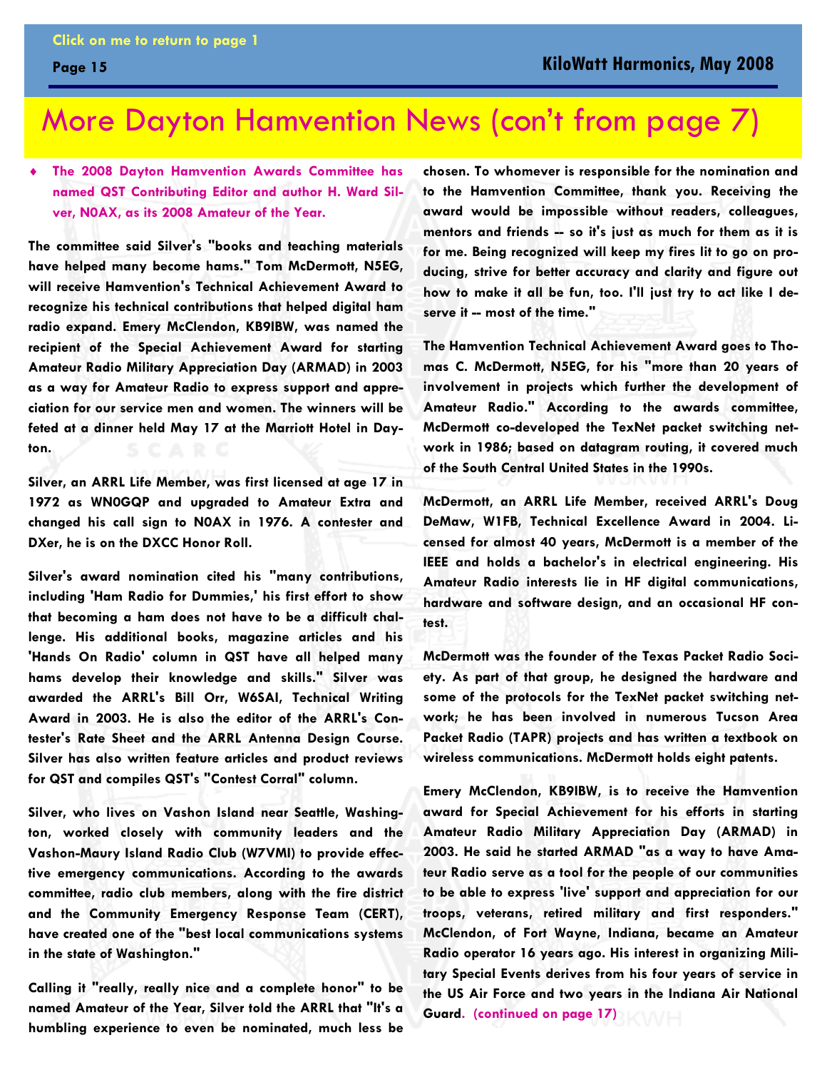# More Dayton Hamvention News (con't from page 7)

- **The 2008 Dayton Hamvention Awards Committee has named QST Contributing Editor and author H. Ward Silver, N0AX, as its 2008 Amateur of the Year.**

The committee said Silver's "books and teaching materials have helped many become hams." Tom McDermott, N5EG, will receive Hamvention's Technical Achievement Award to recognize his technical contributions that helped digital ham radio expand. Emery McClendon, KB9IBW, was named the recipient of the Special Achievement Award for starting Amateur Radio Military Appreciation Day (ARMAD) in 2003 as a way for Amateur Radio to express support and appreciation for our service men and women. The winners will be feted at a dinner held May 17 at the Marriott Hotel in Dayton.

Silver, an ARRL Life Member, was first licensed at age 17 in 1972 as WN0GQP and upgraded to Amateur Extra and changed his call sign to N0AX in 1976. A contester and DXer, he is on the DXCC Honor Roll.

Silver's award nomination cited his "many contributions, including 'Ham Radio for Dummies,' his first effort to show that becoming a ham does not have to be a difficult challenge. His additional books, magazine articles and his 'Hands On Radio' column in QST have all helped many hams develop their knowledge and skills." Silver was awarded the ARRL's Bill Orr, W6SAI, Technical Writing Award in 2003. He is also the editor of the ARRL's Contester's Rate Sheet and the ARRL Antenna Design Course. Silver has also written feature articles and product reviews for QST and compiles QST's "Contest Corral" column.

Silver, who lives on Vashon Island near Seattle, Washington, worked closely with community leaders and the Vashon-Maury Island Radio Club (W7VMI) to provide effective emergency communications. According to the awards committee, radio club members, along with the fire district and the Community Emergency Response Team (CERT), have created one of the "best local communications systems in the state of Washington."

Calling it "really, really nice and a complete honor" to be named Amateur of the Year, Silver told the ARRL that "It's a humbling experience to even be nominated, much less be chosen. To whomever is responsible for the nomination and to the Hamvention Committee, thank you. Receiving the award would be impossible without readers, colleagues, mentors and friends -- so it's just as much for them as it is for me. Being recognized will keep my fires lit to go on producing, strive for better accuracy and clarity and figure out how to make it all be fun, too. I'll just try to act like I deserve it -- most of the time."

The Hamvention Technical Achievement Award goes to Thomas C. McDermott, N5EG, for his "more than 20 years of involvement in projects which further the development of Amateur Radio." According to the awards committee, McDermott co-developed the TexNet packet switching network in 1986; based on datagram routing, it covered much of the South Central United States in the 1990s.

McDermott, an ARRL Life Member, received ARRL's Doug DeMaw, W1FB, Technical Excellence Award in 2004. Licensed for almost 40 years, McDermott is a member of the IEEE and holds a bachelor's in electrical engineering. His Amateur Radio interests lie in HF digital communications, hardware and software design, and an occasional HF contest.

McDermott was the founder of the Texas Packet Radio Society. As part of that group, he designed the hardware and some of the protocols for the TexNet packet switching network; he has been involved in numerous Tucson Area Packet Radio (TAPR) projects and has written a textbook on wireless communications. McDermott holds eight patents.

Emery McClendon, KB9IBW, is to receive the Hamvention award for Special Achievement for his efforts in starting Amateur Radio Military Appreciation Day (ARMAD) in 2003. He said he started ARMAD "as a way to have Amateur Radio serve as a tool for the people of our communities to be able to express 'live' support and appreciation for our troops, veterans, retired military and first responders." McClendon, of Fort Wayne, Indiana, became an Amateur Radio operator 16 years ago. His interest in organizing Military Special Events derives from his four years of service in the US Air Force and two years in the Indiana Air National Guard. (continued on page 17)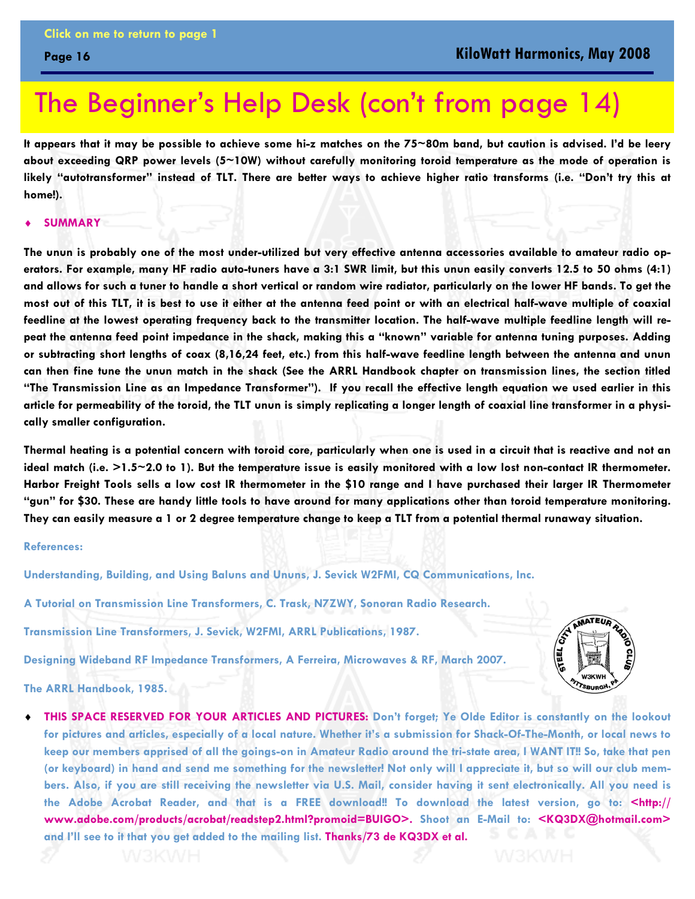# The Beginner's Help Desk (con't from page 14)

**It appears that it may be possible to achieve some hi-z matches on the 75~80m band, but caution is advised. I'd be leery about exceeding QRP power levels (5~10W) without carefully monitoring toroid temperature as the mode of operation is likely "autotransformer" instead of TLT. There are better ways to achieve higher ratio transforms (i.e. "Don't try this at home!).**

- **SUMMARY**

**The unun is probably one of the most under-utilized but very effective antenna accessories available to amateur radio operators. For example, many HF radio auto-tuners have a 3:1 SWR limit, but this unun easily converts 12.5 to 50 ohms (4:1) and allows for such a tuner to handle a short vertical or random wire radiator, particularly on the lower HF bands. To get the most out of this TLT, it is best to use it either at the antenna feed point or with an electrical half-wave multiple of coaxial feedline at the lowest operating frequency back to the transmitter location. The half-wave multiple feedline length will repeat the antenna feed point impedance in the shack, making this a "known" variable for antenna tuning purposes. Adding or subtracting short lengths of coax (8,16,24 feet, etc.) from this half-wave feedline length between the antenna and unun can then fine tune the unun match in the shack (See the ARRL Handbook chapter on transmission lines, the section titled "The Transmission Line as an Impedance Transformer"). If you recall the effective length equation we used earlier in this article for permeability of the toroid, the TLT unun is simply replicating a longer length of coaxial line transformer in a physically smaller configuration.**

**Thermal heating is a potential concern with toroid core, particularly when one is used in a circuit that is reactive and not an ideal match (i.e. >1.5~2.0 to 1). But the temperature issue is easily monitored with a low lost non-contact IR thermometer. Harbor Freight Tools sells a low cost IR thermometer in the $10 range and I have purchased their larger IR Thermometer "gun" for $30. These are handy little tools to have around for many applications other than toroid temperature monitoring. They can easily measure a 1 or 2 degree temperature change to keep a TLT from a potential thermal runaway situation.**

**References:**

**Understanding, Building, and Using Baluns and Ununs, J. Sevick W2FMI, CQ Communications, Inc.**

**A Tutorial on Transmission Line Transformers, C. Trask, N7ZWY, Sonoran Radio Research.**

**Transmission Line Transformers, J. Sevick, W2FMI, ARRL Publications, 1987.**

**Designing Wideband RF Impedance Transformers, A Ferreira, Microwaves & RF, March 2007.**

**The ARRL Handbook, 1985.**

- **THIS SPACE RESERVED FOR YOUR ARTICLES AND PICTURES: Don't forget; Ye Olde Editor is constantly on the lookout for pictures and articles, especially of a local nature. Whether it's a submission for Shack-Of-The-Month, or local news to keep our members apprised of all the goings-on in Amateur Radio around the tri-state area, I WANT IT!! So, take that pen (or keyboard) in hand and send me something for the newsletter! Not only will I appreciate it, but so will our club members. Also, if you are still receiving the newsletter via U.S. Mail, consider having it sent electronically. All you need is the Adobe Acrobat Reader, and that is a FREE download!! To download the latest version, go to: <http://www.adobe.com/products/acrobat/readstep2.html?promoid=BUIGO>. Shoot an E-Mail to: <KQ3DX@hotmail.com> and I'll see to it that you get added to the mailing list. Thanks/73 de KQ3DX et al.**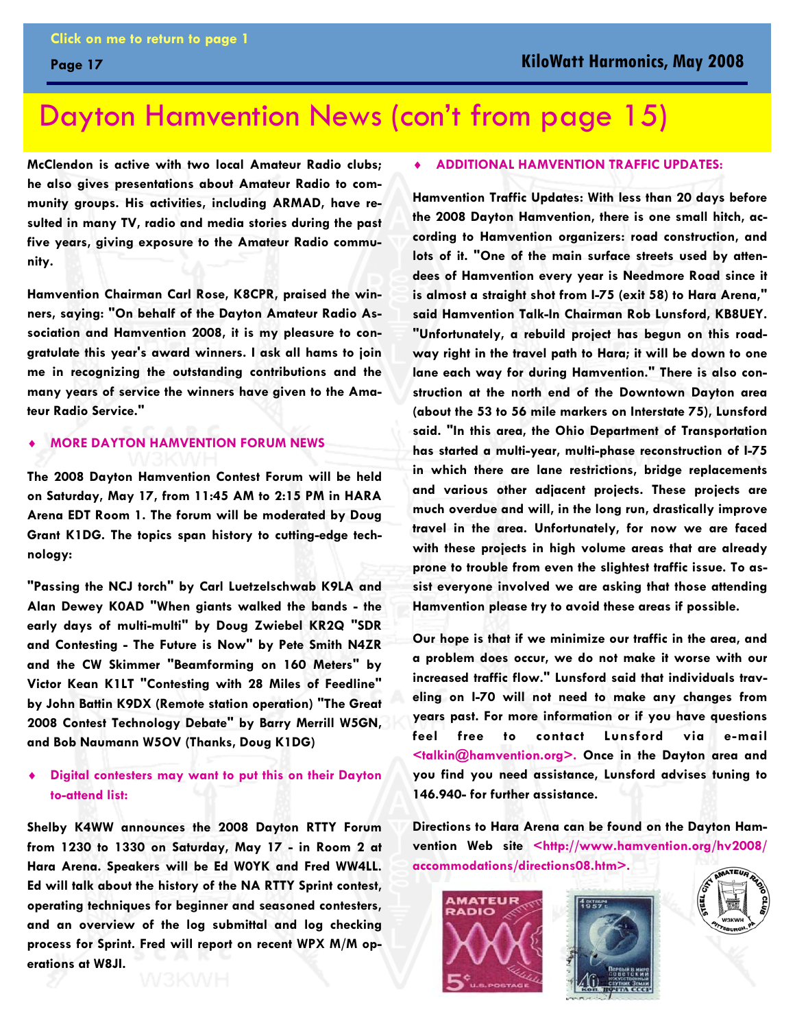# Dayton Hamvention News (con't from page 15)

McClendon is active with two local Amateur Radio clubs; he also gives presentations about Amateur Radio to community groups. His activities, including ARMAD, have resulted in many TV, radio and media stories during the past five years, giving exposure to the Amateur Radio community.

Hamvention Chairman Carl Rose, K8CPR, praised the winners, saying: "On behalf of the Dayton Amateur Radio Association and Hamvention 2008, it is my pleasure to congratulate this year's award winners. I ask all hams to join me in recognizing the outstanding contributions and the many years of service the winners have given to the Amateur Radio Service."

- **MORE DAYTON HAMVENTION FORUM NEWS**

The 2008 Dayton Hamvention Contest Forum will be held on Saturday, May 17, from 11:45 AM to 2:15 PM in HARA Arena EDT Room 1. The forum will be moderated by Doug Grant K1DG. The topics span history to cutting-edge technology:

"Passing the NCJ torch" by Carl Luetzelschwab K9LA and Alan Dewey K0AD "When giants walked the bands - the early days of multi-multi" by Doug Zwiebel KR2Q "SDR and Contesting - The Future is Now" by Pete Smith N4ZR and the CW Skimmer "Beamforming on 160 Meters" by Victor Kean K1LT "Contesting with 28 Miles of Feedline" by John Battin K9DX (Remote station operation) "The Great 2008 Contest Technology Debate" by Barry Merrill W5GN, and Bob Naumann W5OV (Thanks, Doug K1DG)

- **Digital contesters may want to put this on their Dayton to-attend list:**

Shelby K4WW announces the 2008 Dayton RTTY Forum from 1230 to 1330 on Saturday, May 17 - in Room 2 at Hara Arena. Speakers will be Ed W0YK and Fred WW4LL. Ed will talk about the history of the NA RTTY Sprint contest, operating techniques for beginner and seasoned contesters, and an overview of the log submittal and log checking process for Sprint. Fred will report on recent WPX M/M operations at W8JI.

- **ADDITIONAL HAMVENTION TRAFFIC UPDATES:**

Hamvention Traffic Updates: With less than 20 days before the 2008 Dayton Hamvention, there is one small hitch, according to Hamvention organizers: road construction, and lots of it. "One of the main surface streets used by attendees of Hamvention every year is Needmore Road since it is almost a straight shot from I-75 (exit 58) to Hara Arena," said Hamvention Talk-In Chairman Rob Lunsford, KB8UEY. "Unfortunately, a rebuild project has begun on this roadway right in the travel path to Hara; it will be down to one lane each way for during Hamvention." There is also construction at the north end of the Downtown Dayton area (about the 53 to 56 mile markers on Interstate 75), Lunsford said. "In this area, the Ohio Department of Transportation has started a multi-year, multi-phase reconstruction of I-75 in which there are lane restrictions, bridge replacements and various other adjacent projects. These projects are much overdue and will, in the long run, drastically improve travel in the area. Unfortunately, for now we are faced with these projects in high volume areas that are already prone to trouble from even the slightest traffic issue. To assist everyone involved we are asking that those attending Hamvention please try to avoid these areas if possible.

Our hope is that if we minimize our traffic in the area, and a problem does occur, we do not make it worse with our increased traffic flow." Lunsford said that individuals traveling on I-70 will not need to make any changes from years past. For more information or if you have questions feel free to contact Lunsford via e-mail <talkin@hamvention.org>. Once in the Dayton area and you find you need assistance, Lunsford advises tuning to 146.940- for further assistance.

Directions to Hara Arena can be found on the Dayton Hamvention Web site <http://www.hamvention.org/hv2008/accommodations/directions08.htm>.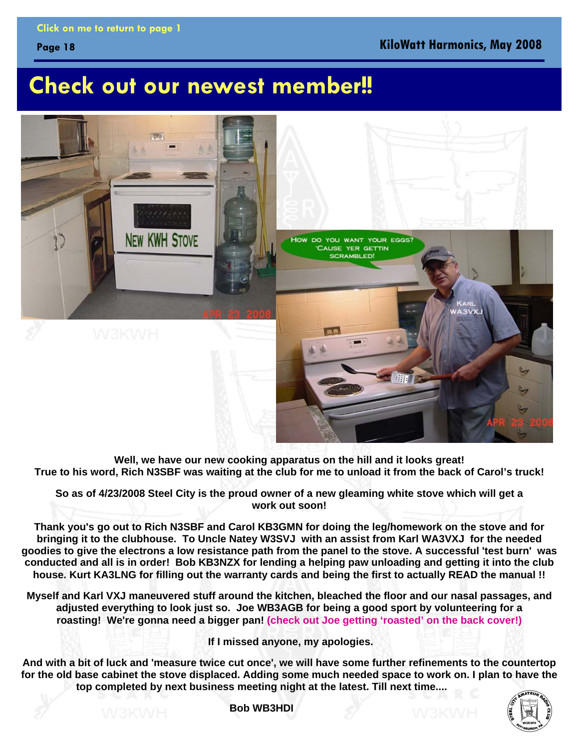# Check out our newest member!!

Well, we have our new cooking apparatus on the hill and it looks great!
True to his word, Rich N3SBF was waiting at the club for me to unload it from the back of Carol's truck!

So as of 4/23/2008 Steel City is the proud owner of a new gleaming white stove which will get a work out soon!

Thank you's go out to Rich N3SBF and Carol KB3GMN for doing the leg/homework on the stove and for bringing it to the clubhouse. To Uncle Natey W3SVJ with an assist from Karl WA3VXJ for the needed goodies to give the electrons a low resistance path from the panel to the stove. A successful 'test burn' was conducted and all is in order! Bob KB3NZX for lending a helping paw unloading and getting it into the club house. Kurt KA3LNG for filling out the warranty cards and being the first to actually READ the manual !!

Myself and Karl VXJ maneuvered stuff around the kitchen, bleached the floor and our nasal passages, and adjusted everything to look just so. Joe WB3AGB for being a good sport by volunteering for a roasting! We're gonna need a bigger pan! (check out Joe getting 'roasted' on the back cover!)

If I missed anyone, my apologies.

And with a bit of luck and 'measure twice cut once', we will have some further refinements to the countertop for the old base cabinet the stove displaced. Adding some much needed space to work on. I plan to have the top completed by next business meeting night at the latest. Till next time....

Bob WB3HDI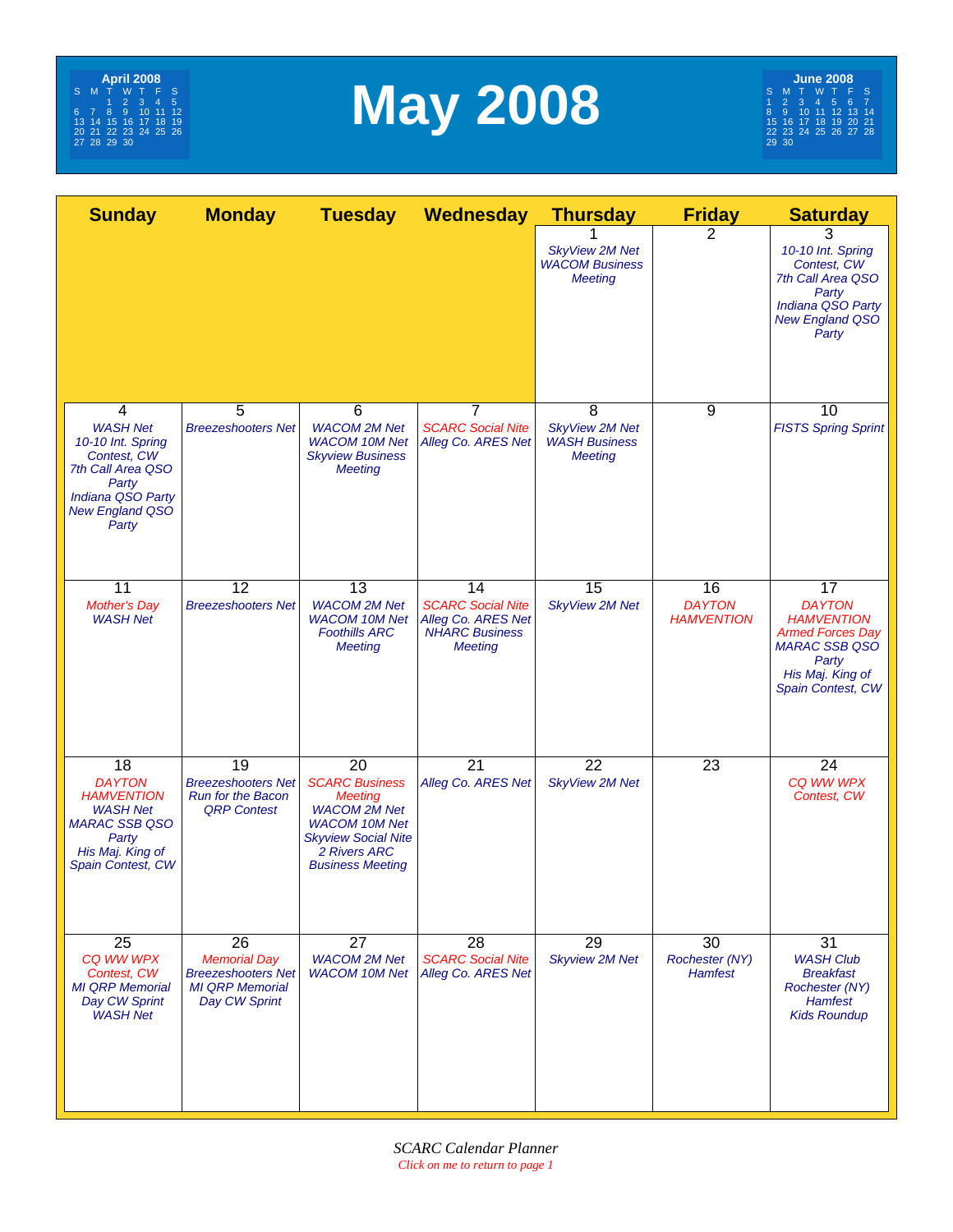# May 2008

**April 2008**

| S | M | T | W | T | F | S |
|---|---|---|---|---|---|---|
| | | 1 | 2 | 3 | 4 | 5 |
| 6 | 7 | 8 | 9 | 10 | 11 | 12 |
| 13 | 14 | 15 | 16 | 17 | 18 | 19 |
| 20 | 21 | 22 | 23 | 24 | 25 | 26 |
| 27 | 28 | 29 | 30 | | | |

**June 2008**

| S | M | T | W | T | F | S |
|---|---|---|---|---|---|---|
| 1 | 2 | 3 | 4 | 5 | 6 | 7 |
| 8 | 9 | 10 | 11 | 12 | 13 | 14 |
| 15 | 16 | 17 | 18 | 19 | 20 | 21 |
| 22 | 23 | 24 | 25 | 26 | 27 | 28 |
| 29 | 30 | | | | | |

| Sunday | Monday | Tuesday | Wednesday | Thursday | Friday | Saturday |
|---|---|---|---|---|---|---|
| | | | | 1<br>*SkyView 2M Net*<br>*WACOM Business Meeting* | 2 | 3<br>*10-10 Int. Spring Contest, CW*<br>*7th Call Area QSO Party*<br>*Indiana QSO Party*<br>*New England QSO Party* |
| 4<br>*WASH Net*<br>*10-10 Int. Spring Contest, CW*<br>*7th Call Area QSO Party*<br>*Indiana QSO Party*<br>*New England QSO Party* | 5<br>*Breezeshooters Net* | 6<br>*WACOM 2M Net*<br>*WACOM 10M Net*<br>*Skyview Business Meeting* | 7<br>*SCARC Social Nite*<br>*Alleg Co. ARES Net* | 8<br>*SkyView 2M Net*<br>*WASH Business Meeting* | 9 | 10<br>*FISTS Spring Sprint* |
| 11<br>*Mother's Day*<br>*WASH Net* | 12<br>*Breezeshooters Net* | 13<br>*WACOM 2M Net*<br>*WACOM 10M Net*<br>*Foothills ARC Meeting* | 14<br>*SCARC Social Nite*<br>*Alleg Co. ARES Net*<br>*NHARC Business Meeting* | 15<br>*SkyView 2M Net* | 16<br>*DAYTON HAMVENTION* | 17<br>*DAYTON HAMVENTION*<br>*Armed Forces Day*<br>*MARAC SSB QSO Party*<br>*His Maj. King of Spain Contest, CW* |
| 18<br>*DAYTON HAMVENTION*<br>*WASH Net*<br>*MARAC SSB QSO Party*<br>*His Maj. King of Spain Contest, CW* | 19<br>*Breezeshooters Net*<br>*Run for the Bacon QRP Contest* | 20<br>*SCARC Business Meeting*<br>*WACOM 2M Net*<br>*WACOM 10M Net*<br>*Skyview Social Nite*<br>*2 Rivers ARC Business Meeting* | 21<br>*Alleg Co. ARES Net* | 22<br>*SkyView 2M Net* | 23 | 24<br>*CQ WW WPX Contest, CW* |
| 25<br>*CQ WW WPX Contest, CW*<br>*MI QRP Memorial Day CW Sprint*<br>*WASH Net* | 26<br>*Memorial Day*<br>*Breezeshooters Net*<br>*MI QRP Memorial Day CW Sprint* | 27<br>*WACOM 2M Net*<br>*WACOM 10M Net* | 28<br>*SCARC Social Nite*<br>*Alleg Co. ARES Net* | 29<br>*Skyview 2M Net* | 30<br>*Rochester (NY) Hamfest* | 31<br>*WASH Club Breakfast*<br>*Rochester (NY) Hamfest*<br>*Kids Roundup* |

*SCARC Calendar Planner*

*Click on me to return to page 1*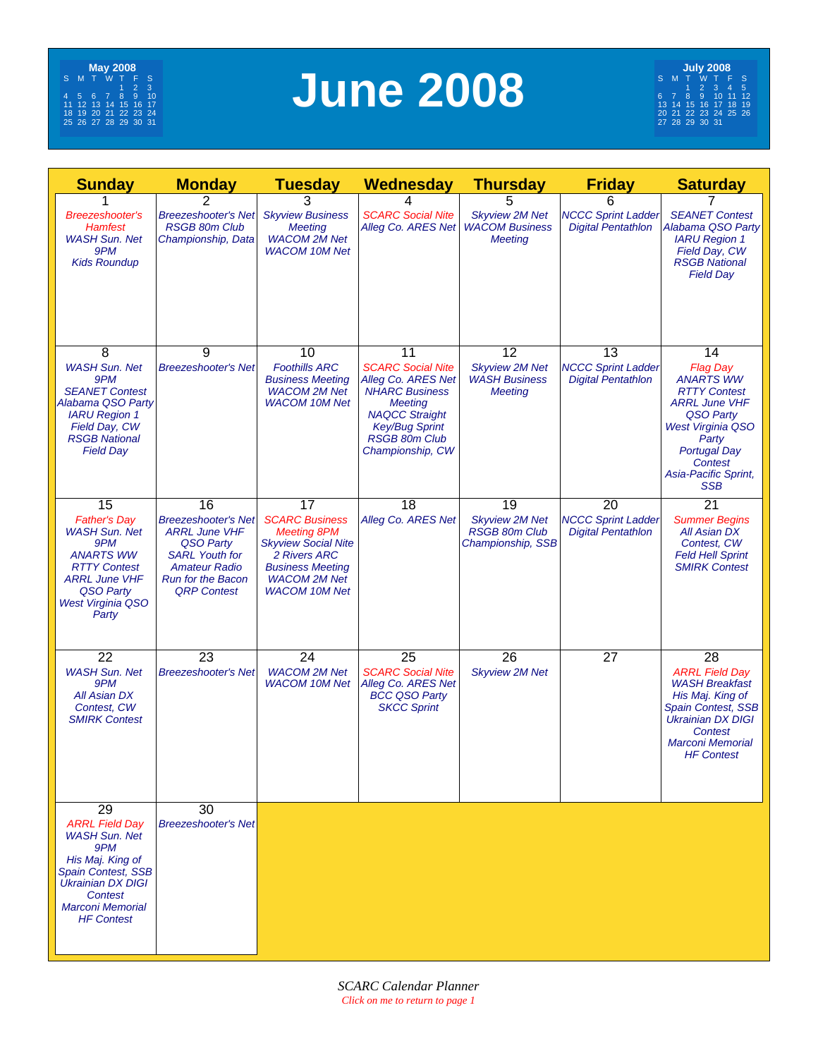# June 2008

**May 2008**

| S | M | T | W | T | F | S |
|---|---|---|---|---|---|---|
| | | | | 1 | 2 | 3 |
| 4 | 5 | 6 | 7 | 8 | 9 | 10 |
| 11 | 12 | 13 | 14 | 15 | 16 | 17 |
| 18 | 19 | 20 | 21 | 22 | 23 | 24 |
| 25 | 26 | 27 | 28 | 29 | 30 | 31 |

**July 2008**

| S | M | T | W | T | F | S |
|---|---|---|---|---|---|---|
| | | 1 | 2 | 3 | 4 | 5 |
| 6 | 7 | 8 | 9 | 10 | 11 | 12 |
| 13 | 14 | 15 | 16 | 17 | 18 | 19 |
| 20 | 21 | 22 | 23 | 24 | 25 | 26 |
| 27 | 28 | 29 | 30 | 31 | | |

| Sunday | Monday | Tuesday | Wednesday | Thursday | Friday | Saturday |
|---|---|---|---|---|---|---|
| 1<br>*Breezeshooter's Hamfest*<br>*WASH Sun. Net 9PM*<br>*Kids Roundup* | 2<br>*Breezeshooter's Net*<br>*RSGB 80m Club Championship, Data* | 3<br>*Skyview Business Meeting*<br>*WACOM 2M Net*<br>*WACOM 10M Net* | 4<br>*SCARC Social Nite*<br>*Alleg Co. ARES Net* | 5<br>*Skyview 2M Net*<br>*WACOM Business Meeting* | 6<br>*NCCC Sprint Ladder*<br>*Digital Pentathlon* | 7<br>*SEANET Contest*<br>*Alabama QSO Party*<br>*IARU Region 1 Field Day, CW*<br>*RSGB National Field Day* |
| 8<br>*WASH Sun. Net 9PM*<br>*SEANET Contest*<br>*Alabama QSO Party*<br>*IARU Region 1 Field Day, CW*<br>*RSGB National Field Day* | 9<br>*Breezeshooter's Net* | 10<br>*Foothills ARC Business Meeting*<br>*WACOM 2M Net*<br>*WACOM 10M Net* | 11<br>*SCARC Social Nite*<br>*Alleg Co. ARES Net*<br>*NHARC Business Meeting*<br>*NAQCC Straight Key/Bug Sprint*<br>*RSGB 80m Club Championship, CW* | 12<br>*Skyview 2M Net*<br>*WASH Business Meeting* | 13<br>*NCCC Sprint Ladder*<br>*Digital Pentathlon* | 14<br>*Flag Day*<br>*ANARTS WW RTTY Contest*<br>*ARRL June VHF QSO Party*<br>*West Virginia QSO Party*<br>*Portugal Day Contest*<br>*Asia-Pacific Sprint, SSB* |
| 15<br>*Father's Day*<br>*WASH Sun. Net 9PM*<br>*ANARTS WW RTTY Contest*<br>*ARRL June VHF QSO Party*<br>*West Virginia QSO Party* | 16<br>*Breezeshooter's Net*<br>*ARRL June VHF QSO Party*<br>*SARL Youth for Amateur Radio*<br>*Run for the Bacon QRP Contest* | 17<br>*SCARC Business Meeting 8PM*<br>*Skyview Social Nite*<br>*2 Rivers ARC Business Meeting*<br>*WACOM 2M Net*<br>*WACOM 10M Net* | 18<br>*Alleg Co. ARES Net* | 19<br>*Skyview 2M Net*<br>*RSGB 80m Club Championship, SSB* | 20<br>*NCCC Sprint Ladder*<br>*Digital Pentathlon* | 21<br>*Summer Begins*<br>*All Asian DX Contest, CW*<br>*Feld Hell Sprint*<br>*SMIRK Contest* |
| 22<br>*WASH Sun. Net 9PM*<br>*All Asian DX Contest, CW*<br>*SMIRK Contest* | 23<br>*Breezeshooter's Net* | 24<br>*WACOM 2M Net*<br>*WACOM 10M Net* | 25<br>*SCARC Social Nite*<br>*Alleg Co. ARES Net*<br>*BCC QSO Party*<br>*SKCC Sprint* | 26<br>*Skyview 2M Net* | 27 | 28<br>*ARRL Field Day*<br>*WASH Breakfast*<br>*His Maj. King of Spain Contest, SSB*<br>*Ukrainian DX DIGI Contest*<br>*Marconi Memorial HF Contest* |
| 29<br>*ARRL Field Day*<br>*WASH Sun. Net 9PM*<br>*His Maj. King of Spain Contest, SSB*<br>*Ukrainian DX DIGI Contest*<br>*Marconi Memorial HF Contest* | 30<br>*Breezeshooter's Net* | | | | | |

*SCARC Calendar Planner*

*Click on me to return to page 1*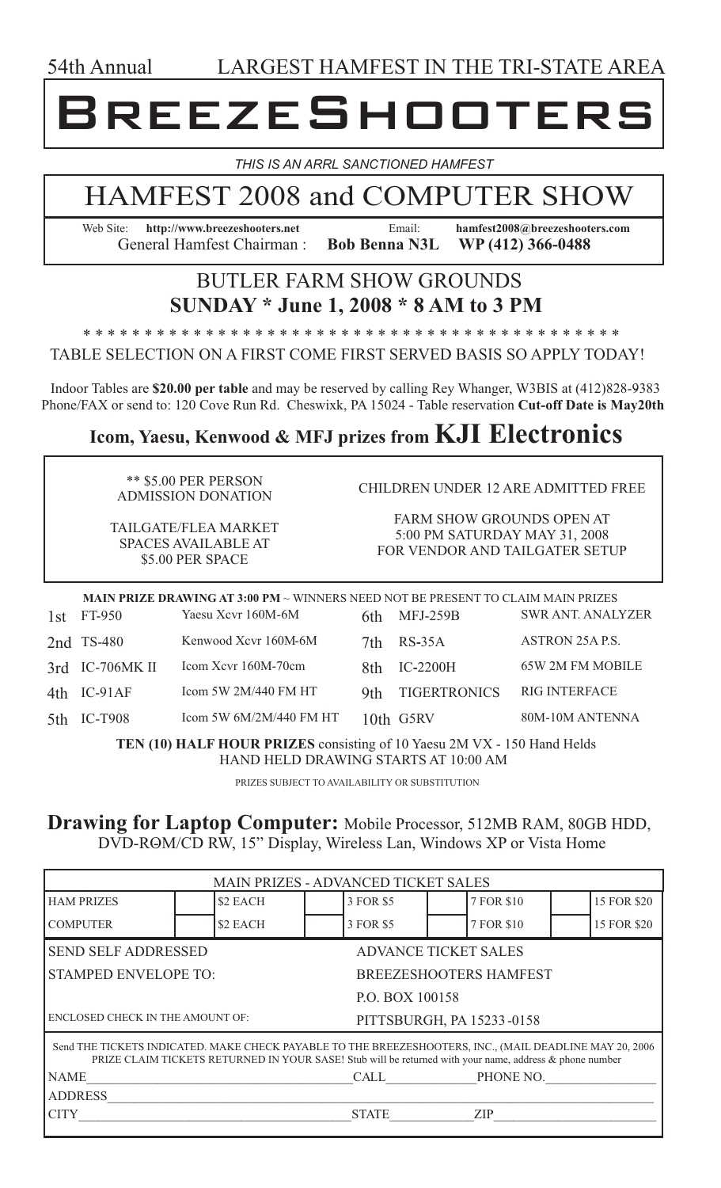54th Annual LARGEST HAMFEST IN THE TRI-STATE AREA

# BreezeShooters

*THIS IS AN ARRL SANCTIONED HAMFEST*

# HAMFEST 2008 and COMPUTER SHOW

Web Site: **http://www.breezeshooters.net** Email: **hamfest2008@breezeshooters.com**
General Hamfest Chairman : **Bob Benna N3L WP (412) 366-0488**

## BUTLER FARM SHOW GROUNDS
## SUNDAY * June 1, 2008 * 8 AM to 3 PM

* * * * * * * * * * * * * * * * * * * * * * * * * * * * * * * * * * * * * * * * * * * * *

TABLE SELECTION ON A FIRST COME FIRST SERVED BASIS SO APPLY TODAY!

Indoor Tables are **$20.00 per table** and may be reserved by calling Rey Whanger, W3BIS at (412)828-9383 Phone/FAX or send to: 120 Cove Run Rd. Cheswixk, PA 15024 - Table reservation **Cut-off Date is May20th**

## Icom, Yaesu, Kenwood & MFJ prizes from KJI Electronics

** $5.00 PER PERSON ADMISSION DONATION

CHILDREN UNDER 12 ARE ADMITTED FREE

TAILGATE/FLEA MARKET SPACES AVAILABLE AT $5.00 PER SPACE

FARM SHOW GROUNDS OPEN AT 5:00 PM SATURDAY MAY 31, 2008 FOR VENDOR AND TAILGATER SETUP

**MAIN PRIZE DRAWING AT 3:00 PM** ~ WINNERS NEED NOT BE PRESENT TO CLAIM MAIN PRIZES

| | | | | | |
|---|---|---|---|---|---|
| 1st | FT-950 | Yaesu Xcvr 160M-6M | 6th | MFJ-259B | SWR ANT. ANALYZER |
| 2nd | TS-480 | Kenwood Xcvr 160M-6M | 7th | RS-35A | ASTRON 25A P.S. |
| 3rd | IC-706MK II | Icom Xcvr 160M-70cm | 8th | IC-2200H | 65W 2M FM MOBILE |
| 4th | IC-91AF | Icom 5W 2M/440 FM HT | 9th | TIGERTRONICS | RIG INTERFACE |
| 5th | IC-T908 | Icom 5W 6M/2M/440 FM HT | 10th | G5RV | 80M-10M ANTENNA |

**TEN (10) HALF HOUR PRIZES** consisting of 10 Yaesu 2M VX - 150 Hand Helds
HAND HELD DRAWING STARTS AT 10:00 AM

PRIZES SUBJECT TO AVAILABILITY OR SUBSTITUTION

**Drawing for Laptop Computer:** Mobile Processor, 512MB RAM, 80GB HDD, DVD-RΘM/CD RW, 15" Display, Wireless Lan, Windows XP or Vista Home

| MAIN PRIZES - ADVANCED TICKET SALES | | | | | | | | |
|---|---|---|---|---|---|---|---|---|
| HAM PRIZES | | $2 EACH | | 3 FOR $5 | | 7 FOR $10 | | 15 FOR $20 |
| COMPUTER | | $2 EACH | | 3 FOR $5 | | 7 FOR $10 | | 15 FOR $20 |

SEND SELF ADDRESSED STAMPED ENVELOPE TO:

ADVANCE TICKET SALES
BREEZESHOOTERS HAMFEST
P.O. BOX 100158
PITTSBURGH, PA 15233-0158

ENCLOSED CHECK IN THE AMOUNT OF:

Send THE TICKETS INDICATED. MAKE CHECK PAYABLE TO THE BREEZESHOOTERS, INC., (MAIL DEADLINE MAY 20, 2006
PRIZE CLAIM TICKETS RETURNED IN YOUR SASE! Stub will be returned with your name, address & phone number

NAME_______________ CALL_______________ PHONE NO._______________

ADDRESS_______________

CITY_______________ STATE_______________ ZIP_______________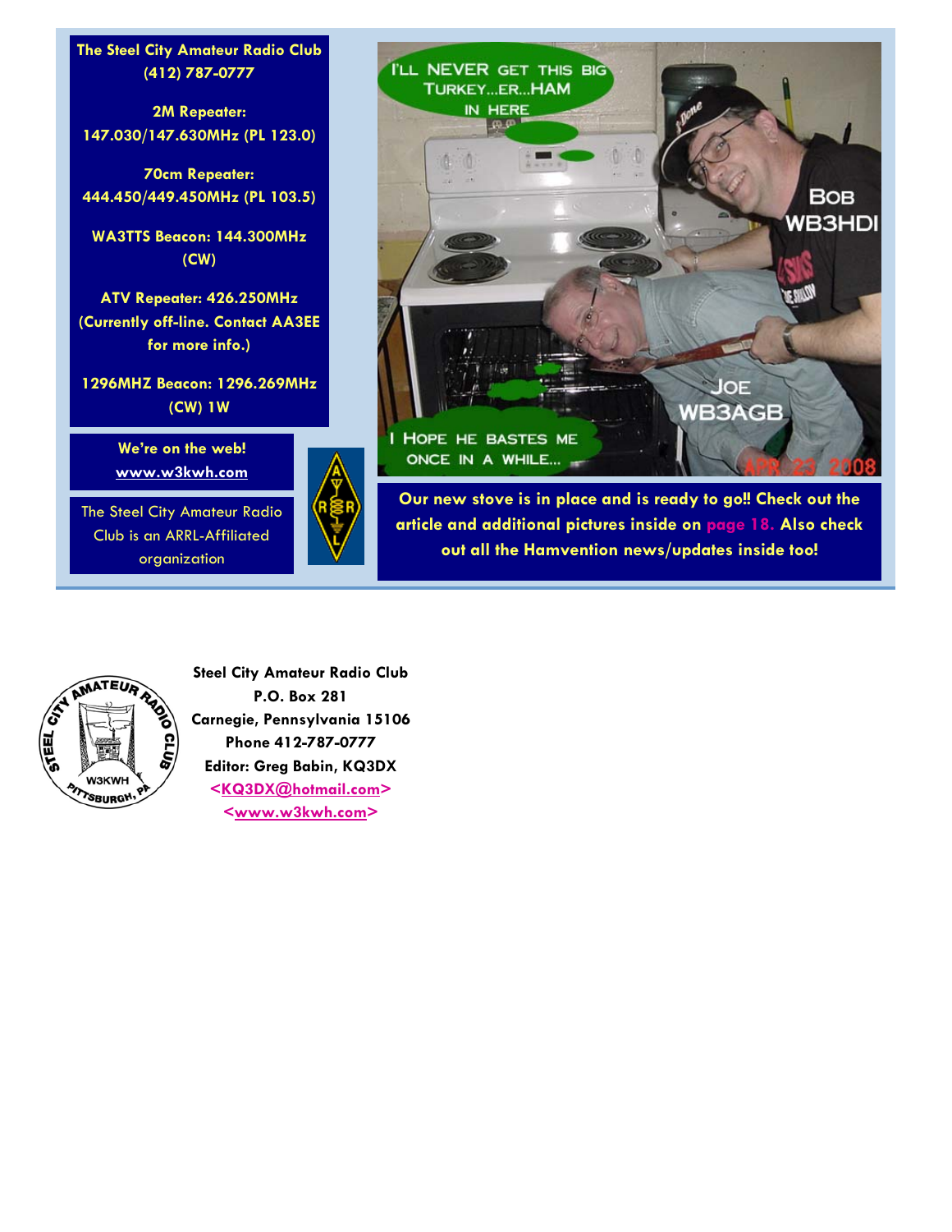**The Steel City Amateur Radio Club**
**(412) 787-0777**

**2M Repeater:**
**147.030/147.630MHz (PL 123.0)**

**70cm Repeater:**
**444.450/449.450MHz (PL 103.5)**

**WA3TTS Beacon: 144.300MHz (CW)**

**ATV Repeater: 426.250MHz (Currently off-line. Contact AA3EE for more info.)**

**1296MHZ Beacon: 1296.269MHz (CW) 1W**

**We're on the web!**
**www.w3kwh.com**

The Steel City Amateur Radio Club is an ARRL-Affiliated organization

**Our new stove is in place and is ready to go!! Check out the article and additional pictures inside on page 18. Also check out all the Hamvention news/updates inside too!**

**Steel City Amateur Radio Club**
**P.O. Box 281**
**Carnegie, Pennsylvania 15106**
**Phone 412-787-0777**
**Editor: Greg Babin, KQ3DX**
**<KQ3DX@hotmail.com>**
**<www.w3kwh.com>**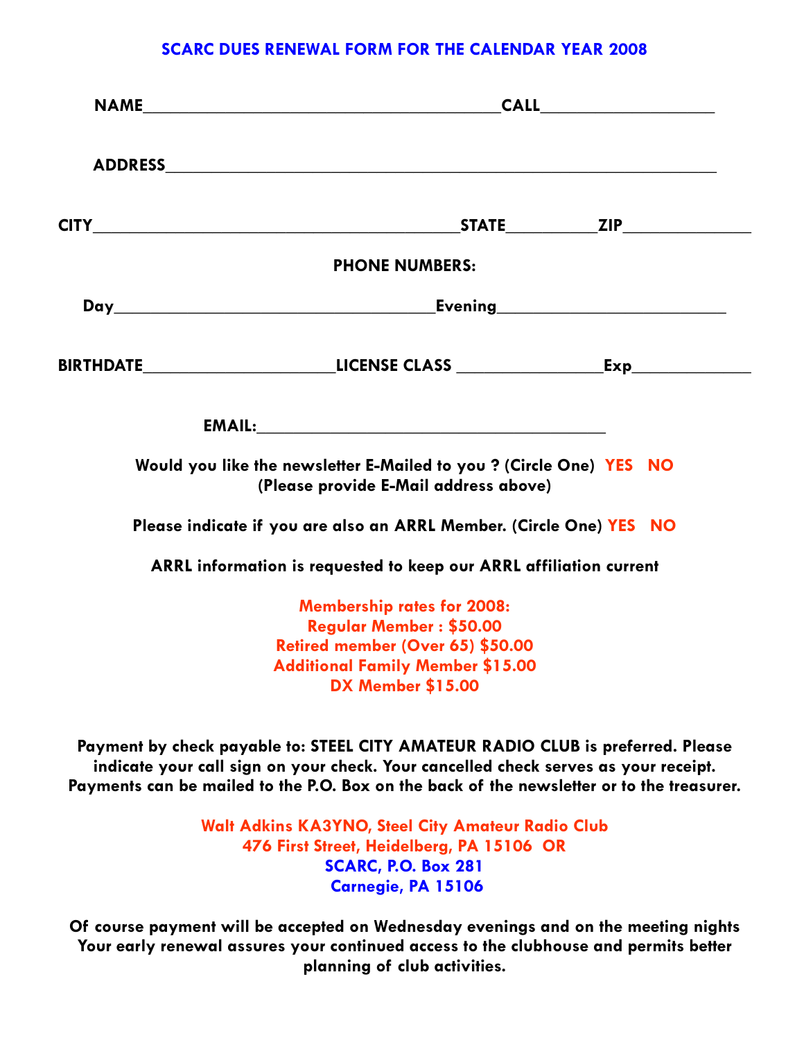# SCARC DUES RENEWAL FORM FOR THE CALENDAR YEAR 2008

**NAME**________________________________________**CALL**___________________

**ADDRESS**____________________________________________________________

**CITY**_________________________________________**STATE**__________**ZIP**______________

**PHONE NUMBERS:**

**Day**____________________________________**Evening**_________________________

**BIRTHDATE**_____________________**LICENSE CLASS** ________________**Exp**_____________

**EMAIL:**_______________________________________

**Would you like the newsletter E-Mailed to you ? (Circle One) YES NO**
**(Please provide E-Mail address above)**

**Please indicate if you are also an ARRL Member. (Circle One) YES NO**

**ARRL information is requested to keep our ARRL affiliation current**

**Membership rates for 2008:**
**Regular Member : $50.00**
**Retired member (Over 65) $50.00**
**Additional Family Member $15.00**
**DX Member $15.00**

**Payment by check payable to: STEEL CITY AMATEUR RADIO CLUB is preferred. Please indicate your call sign on your check. Your cancelled check serves as your receipt. Payments can be mailed to the P.O. Box on the back of the newsletter or to the treasurer.**

**Walt Adkins KA3YNO, Steel City Amateur Radio Club**
**476 First Street, Heidelberg, PA 15106 OR**
**SCARC, P.O. Box 281**
**Carnegie, PA 15106**

**Of course payment will be accepted on Wednesday evenings and on the meeting nights Your early renewal assures your continued access to the clubhouse and permits better planning of club activities.**